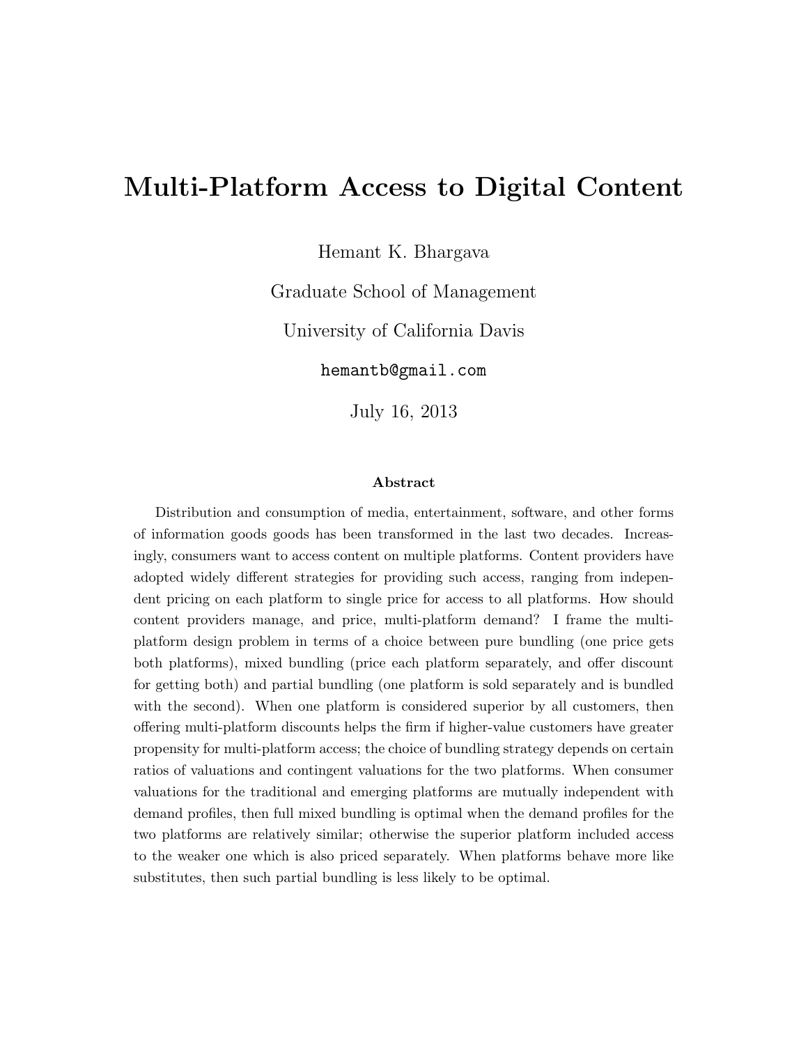# Multi-Platform Access to Digital Content

Hemant K. Bhargava

Graduate School of Management

University of California Davis

hemantb@gmail.com

July 16, 2013

### Abstract

Distribution and consumption of media, entertainment, software, and other forms of information goods goods has been transformed in the last two decades. Increasingly, consumers want to access content on multiple platforms. Content providers have adopted widely different strategies for providing such access, ranging from independent pricing on each platform to single price for access to all platforms. How should content providers manage, and price, multi-platform demand? I frame the multi-platform design problem in terms of a choice between pure bundling (one price gets both platforms), mixed bundling (price each platform separately, and offer discount for getting both) and partial bundling (one platform is sold separately and is bundled with the second). When one platform is considered superior by all customers, then offering multi-platform discounts helps the firm if higher-value customers have greater propensity for multi-platform access; the choice of bundling strategy depends on certain ratios of valuations and contingent valuations for the two platforms. When consumer valuations for the traditional and emerging platforms are mutually independent with demand profiles, then full mixed bundling is optimal when the demand profiles for the two platforms are relatively similar; otherwise the superior platform included access to the weaker one which is also priced separately. When platforms behave more like substitutes, then such partial bundling is less likely to be optimal.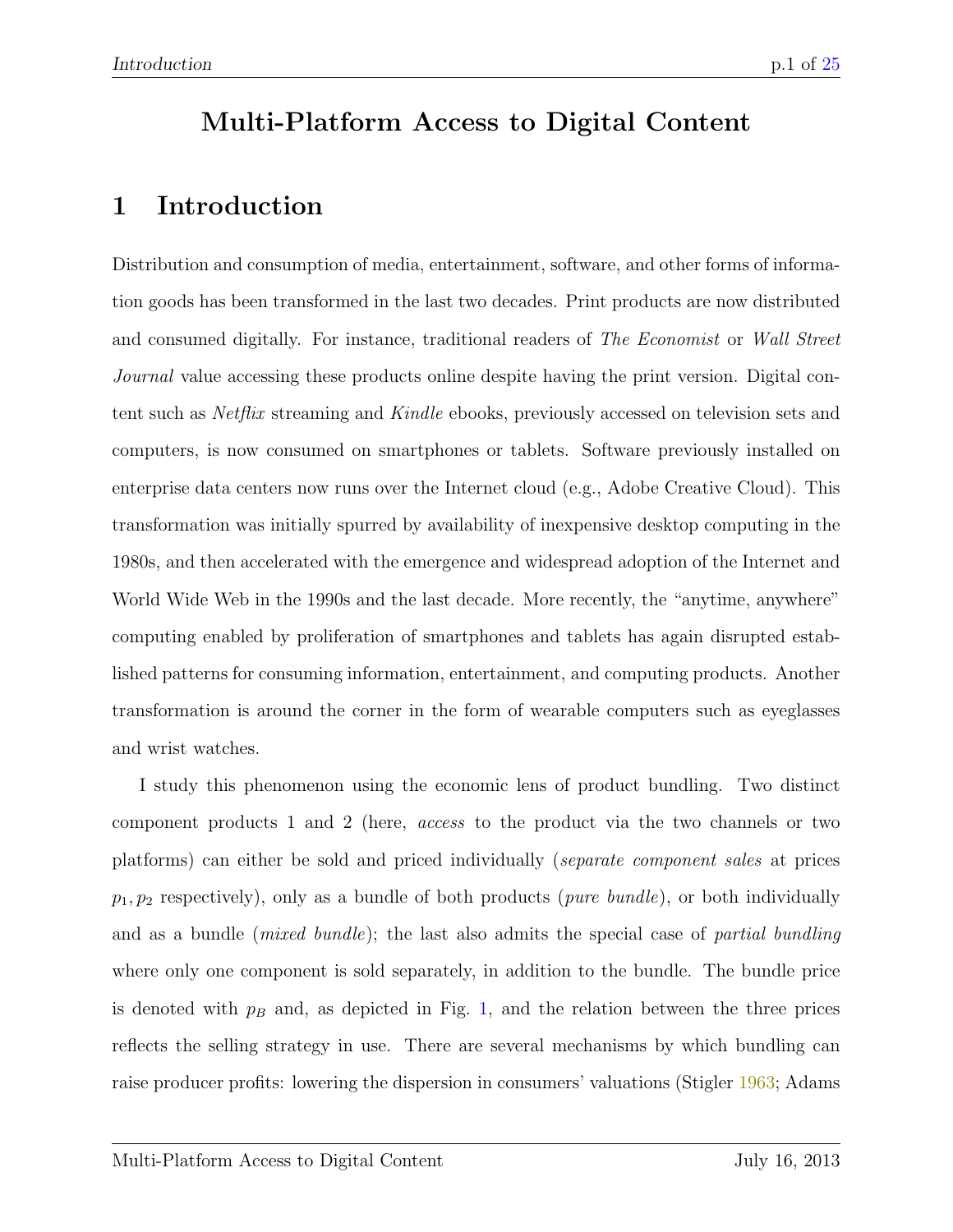# Multi-Platform Access to Digital Content

## 1 Introduction

Distribution and consumption of media, entertainment, software, and other forms of information goods has been transformed in the last two decades. Print products are now distributed and consumed digitally. For instance, traditional readers of *The Economist* or *Wall Street Journal* value accessing these products online despite having the print version. Digital content such as *Netflix* streaming and *Kindle* ebooks, previously accessed on television sets and computers, is now consumed on smartphones or tablets. Software previously installed on enterprise data centers now runs over the Internet cloud (e.g., Adobe Creative Cloud). This transformation was initially spurred by availability of inexpensive desktop computing in the 1980s, and then accelerated with the emergence and widespread adoption of the Internet and World Wide Web in the 1990s and the last decade. More recently, the "anytime, anywhere" computing enabled by proliferation of smartphones and tablets has again disrupted established patterns for consuming information, entertainment, and computing products. Another transformation is around the corner in the form of wearable computers such as eyeglasses and wrist watches.

I study this phenomenon using the economic lens of product bundling. Two distinct component products 1 and 2 (here, *access* to the product via the two channels or two platforms) can either be sold and priced individually (*separate component sales* at prices $p_1, p_2$ respectively), only as a bundle of both products (*pure bundle*), or both individually and as a bundle (*mixed bundle*); the last also admits the special case of *partial bundling* where only one component is sold separately, in addition to the bundle. The bundle price is denoted with $p_B$ and, as depicted in Fig. 1, and the relation between the three prices reflects the selling strategy in use. There are several mechanisms by which bundling can raise producer profits: lowering the dispersion in consumers' valuations (Stigler 1963; Adams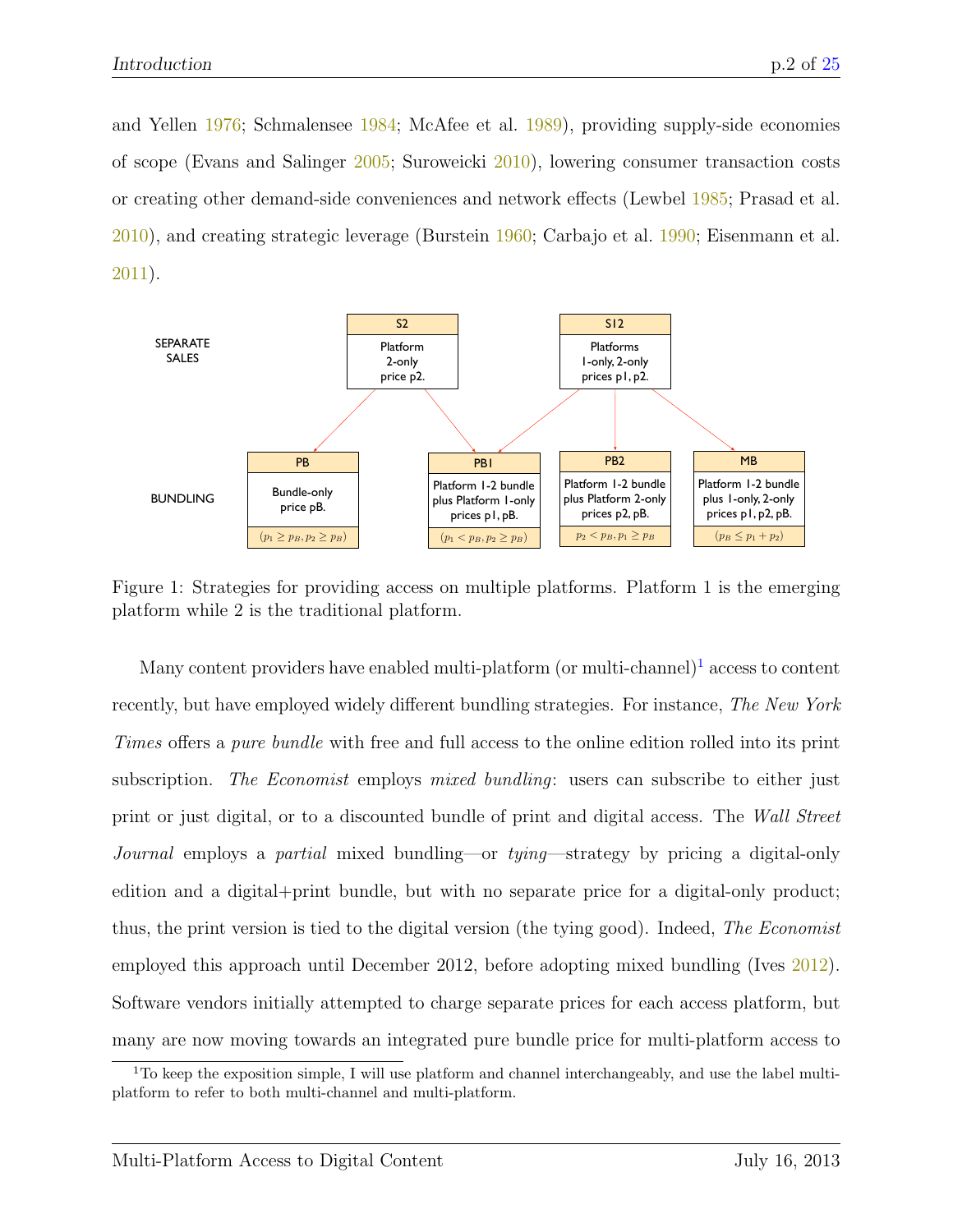and Yellen 1976; Schmalensee 1984; McAfee et al. 1989), providing supply-side economies of scope (Evans and Salinger 2005; Suroweicki 2010), lowering consumer transaction costs or creating other demand-side conveniences and network effects (Lewbel 1985; Prasad et al. 2010), and creating strategic leverage (Burstein 1960; Carbajo et al. 1990; Eisenmann et al. 2011).

SEPARATE SALES

**S2**: Platform 2-only price p2.

**S12**: Platforms 1-only, 2-only prices p1, p2.

BUNDLING

**PB**: Bundle-only price pB. ($p_1 \geq p_B, p_2 \geq p_B$)

**PB1**: Platform 1-2 bundle plus Platform 1-only prices p1, pB. ($p_1 < p_B, p_2 \geq p_B$)

**PB2**: Platform 1-2 bundle plus Platform 2-only prices p2, pB. ($p_2 < p_B, p_1 \geq p_B$)

**MB**: Platform 1-2 bundle plus 1-only, 2-only prices p1, p2, pB. ($p_B \leq p_1 + p_2$)

Figure 1: Strategies for providing access on multiple platforms. Platform 1 is the emerging platform while 2 is the traditional platform.

Many content providers have enabled multi-platform (or multi-channel)[1] access to content recently, but have employed widely different bundling strategies. For instance, *The New York Times* offers a *pure bundle* with free and full access to the online edition rolled into its print subscription. *The Economist* employs *mixed bundling*: users can subscribe to either just print or just digital, or to a discounted bundle of print and digital access. The *Wall Street Journal* employs a *partial* mixed bundling—or *tying*—strategy by pricing a digital-only edition and a digital+print bundle, but with no separate price for a digital-only product; thus, the print version is tied to the digital version (the tying good). Indeed, *The Economist* employed this approach until December 2012, before adopting mixed bundling (Ives 2012). Software vendors initially attempted to charge separate prices for each access platform, but many are now moving towards an integrated pure bundle price for multi-platform access to

[1] To keep the exposition simple, I will use platform and channel interchangeably, and use the label multi-platform to refer to both multi-channel and multi-platform.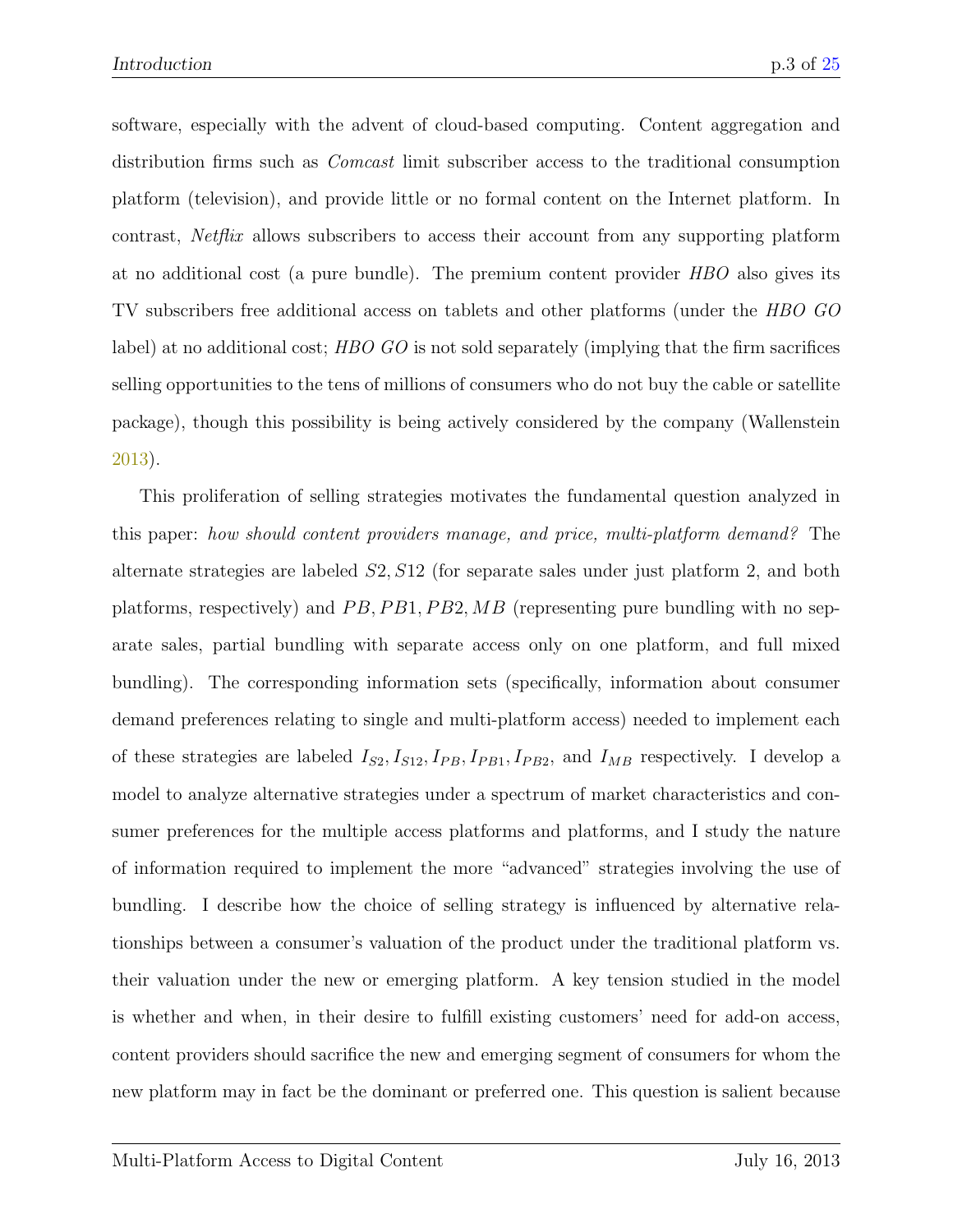software, especially with the advent of cloud-based computing. Content aggregation and distribution firms such as *Comcast* limit subscriber access to the traditional consumption platform (television), and provide little or no formal content on the Internet platform. In contrast, *Netflix* allows subscribers to access their account from any supporting platform at no additional cost (a pure bundle). The premium content provider *HBO* also gives its TV subscribers free additional access on tablets and other platforms (under the *HBO GO* label) at no additional cost; *HBO GO* is not sold separately (implying that the firm sacrifices selling opportunities to the tens of millions of consumers who do not buy the cable or satellite package), though this possibility is being actively considered by the company (Wallenstein 2013).

This proliferation of selling strategies motivates the fundamental question analyzed in this paper: *how should content providers manage, and price, multi-platform demand?* The alternate strategies are labeled $S2, S12$ (for separate sales under just platform 2, and both platforms, respectively) and $PB, PB1, PB2, MB$ (representing pure bundling with no separate sales, partial bundling with separate access only on one platform, and full mixed bundling). The corresponding information sets (specifically, information about consumer demand preferences relating to single and multi-platform access) needed to implement each of these strategies are labeled $I_{S2}, I_{S12}, I_{PB}, I_{PB1}, I_{PB2}$, and $I_{MB}$ respectively. I develop a model to analyze alternative strategies under a spectrum of market characteristics and consumer preferences for the multiple access platforms and platforms, and I study the nature of information required to implement the more "advanced" strategies involving the use of bundling. I describe how the choice of selling strategy is influenced by alternative relationships between a consumer's valuation of the product under the traditional platform vs. their valuation under the new or emerging platform. A key tension studied in the model is whether and when, in their desire to fulfill existing customers' need for add-on access, content providers should sacrifice the new and emerging segment of consumers for whom the new platform may in fact be the dominant or preferred one. This question is salient because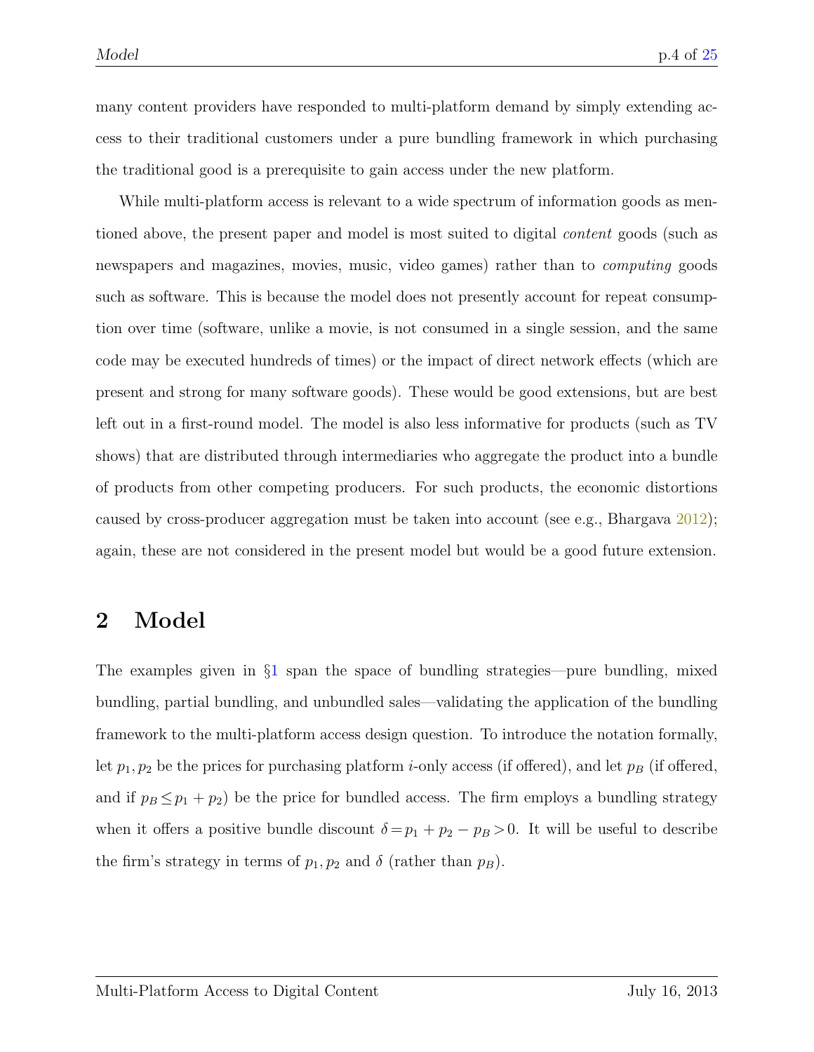many content providers have responded to multi-platform demand by simply extending access to their traditional customers under a pure bundling framework in which purchasing the traditional good is a prerequisite to gain access under the new platform.

While multi-platform access is relevant to a wide spectrum of information goods as mentioned above, the present paper and model is most suited to digital *content* goods (such as newspapers and magazines, movies, music, video games) rather than to *computing* goods such as software. This is because the model does not presently account for repeat consumption over time (software, unlike a movie, is not consumed in a single session, and the same code may be executed hundreds of times) or the impact of direct network effects (which are present and strong for many software goods). These would be good extensions, but are best left out in a first-round model. The model is also less informative for products (such as TV shows) that are distributed through intermediaries who aggregate the product into a bundle of products from other competing producers. For such products, the economic distortions caused by cross-producer aggregation must be taken into account (see e.g., Bhargava 2012); again, these are not considered in the present model but would be a good future extension.

## 2 Model

The examples given in §1 span the space of bundling strategies—pure bundling, mixed bundling, partial bundling, and unbundled sales—validating the application of the bundling framework to the multi-platform access design question. To introduce the notation formally, let $p_1, p_2$ be the prices for purchasing platform $i$-only access (if offered), and let $p_B$ (if offered, and if $p_B \leq p_1 + p_2$) be the price for bundled access. The firm employs a bundling strategy when it offers a positive bundle discount $\delta = p_1 + p_2 - p_B > 0$. It will be useful to describe the firm's strategy in terms of $p_1, p_2$ and $\delta$ (rather than $p_B$).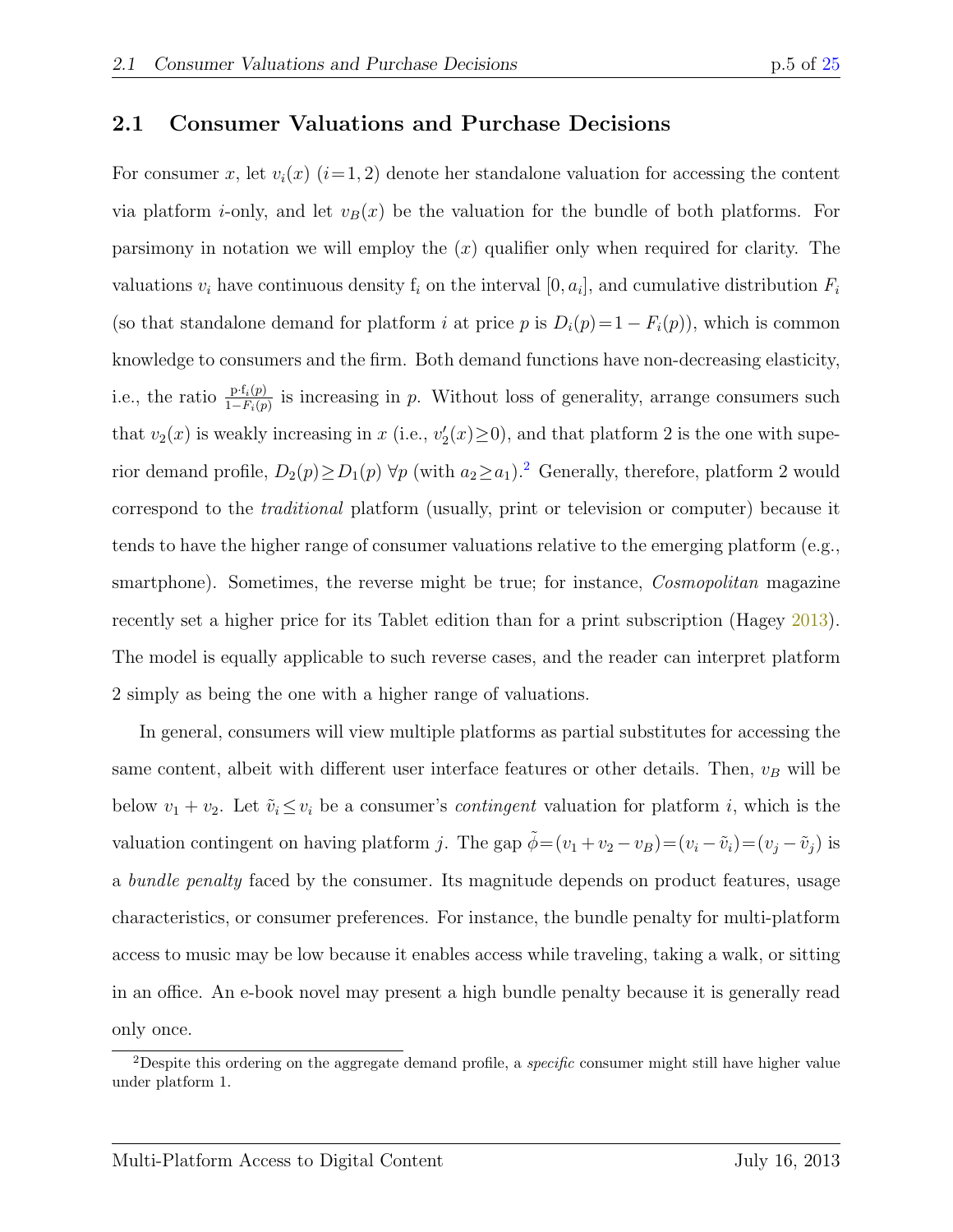## 2.1 Consumer Valuations and Purchase Decisions

For consumer $x$, let $v_i(x)$ $(i{=}1,2)$ denote her standalone valuation for accessing the content via platform $i$-only, and let $v_B(x)$ be the valuation for the bundle of both platforms. For parsimony in notation we will employ the $(x)$ qualifier only when required for clarity. The valuations $v_i$ have continuous density $\mathrm{f}_i$ on the interval $[0, a_i]$, and cumulative distribution $F_i$ (so that standalone demand for platform $i$ at price $p$ is $D_i(p){=}1 - F_i(p)$), which is common knowledge to consumers and the firm. Both demand functions have non-decreasing elasticity, i.e., the ratio $\frac{\mathrm{p}\cdot\mathrm{f}_i(p)}{1-F_i(p)}$ is increasing in $p$. Without loss of generality, arrange consumers such that $v_2(x)$ is weakly increasing in $x$ (i.e., $v_2'(x){\geq}0$), and that platform 2 is the one with superior demand profile, $D_2(p){\geq}D_1(p)$ $\forall p$ (with $a_2{\geq}a_1$).[2] Generally, therefore, platform 2 would correspond to the *traditional* platform (usually, print or television or computer) because it tends to have the higher range of consumer valuations relative to the emerging platform (e.g., smartphone). Sometimes, the reverse might be true; for instance, *Cosmopolitan* magazine recently set a higher price for its Tablet edition than for a print subscription (Hagey 2013). The model is equally applicable to such reverse cases, and the reader can interpret platform 2 simply as being the one with a higher range of valuations.

In general, consumers will view multiple platforms as partial substitutes for accessing the same content, albeit with different user interface features or other details. Then, $v_B$ will be below $v_1 + v_2$. Let $\tilde{v}_i{\leq}v_i$ be a consumer's *contingent* valuation for platform $i$, which is the valuation contingent on having platform $j$. The gap $\tilde{\phi}{=}(v_1 + v_2 - v_B){=}(v_i - \tilde{v}_i){=}(v_j - \tilde{v}_j)$ is a *bundle penalty* faced by the consumer. Its magnitude depends on product features, usage characteristics, or consumer preferences. For instance, the bundle penalty for multi-platform access to music may be low because it enables access while traveling, taking a walk, or sitting in an office. An e-book novel may present a high bundle penalty because it is generally read only once.

[2]Despite this ordering on the aggregate demand profile, a *specific* consumer might still have higher value under platform 1.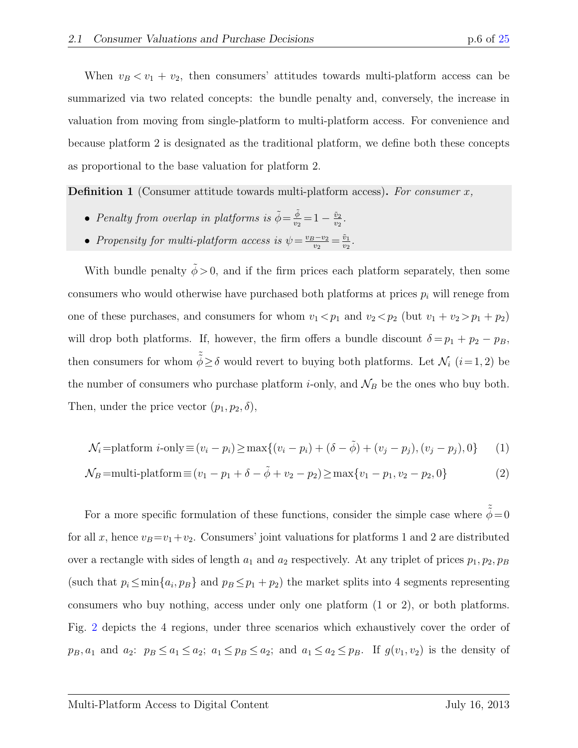When $v_B < v_1 + v_2$, then consumers' attitudes towards multi-platform access can be summarized via two related concepts: the bundle penalty and, conversely, the increase in valuation from moving from single-platform to multi-platform access. For convenience and because platform 2 is designated as the traditional platform, we define both these concepts as proportional to the base valuation for platform 2.

**Definition 1** (Consumer attitude towards multi-platform access)**.** *For consumer $x$,*

- *Penalty from overlap in platforms is $\tilde{\tilde{\phi}} = \frac{\tilde{\phi}}{v_2} = 1 - \frac{\tilde{v}_2}{v_2}$.*
- *Propensity for multi-platform access is $\psi = \frac{v_B - v_2}{v_2} = \frac{\tilde{v}_1}{v_2}$.*

With bundle penalty $\tilde{\phi} > 0$, and if the firm prices each platform separately, then some consumers who would otherwise have purchased both platforms at prices $p_i$ will renege from one of these purchases, and consumers for whom $v_1 < p_1$ and $v_2 < p_2$ (but $v_1 + v_2 > p_1 + p_2$) will drop both platforms. If, however, the firm offers a bundle discount $\delta = p_1 + p_2 - p_B$, then consumers for whom $\tilde{\tilde{\phi}} \geq \delta$ would revert to buying both platforms. Let $\mathcal{N}_i$ $(i = 1, 2)$ be the number of consumers who purchase platform $i$-only, and $\mathcal{N}_B$ be the ones who buy both. Then, under the price vector $(p_1, p_2, \delta)$,

$$\mathcal{N}_i = \text{platform } i\text{-only} \equiv (v_i - p_i) \geq \max\{(v_i - p_i) + (\delta - \tilde{\phi}) + (v_j - p_j), (v_j - p_j), 0\} \tag{1}$$

$$\mathcal{N}_B = \text{multi-platform} \equiv (v_1 - p_1 + \delta - \tilde{\phi} + v_2 - p_2) \geq \max\{v_1 - p_1, v_2 - p_2, 0\} \tag{2}$$

For a more specific formulation of these functions, consider the simple case where $\tilde{\tilde{\phi}} = 0$ for all $x$, hence $v_B = v_1 + v_2$. Consumers' joint valuations for platforms 1 and 2 are distributed over a rectangle with sides of length $a_1$ and $a_2$ respectively. At any triplet of prices $p_1, p_2, p_B$ (such that $p_i \leq \min\{a_i, p_B\}$ and $p_B \leq p_1 + p_2$) the market splits into 4 segments representing consumers who buy nothing, access under only one platform (1 or 2), or both platforms. Fig. 2 depicts the 4 regions, under three scenarios which exhaustively cover the order of $p_B, a_1$ and $a_2$: $p_B \leq a_1 \leq a_2$; $a_1 \leq p_B \leq a_2$; and $a_1 \leq a_2 \leq p_B$. If $g(v_1, v_2)$ is the density of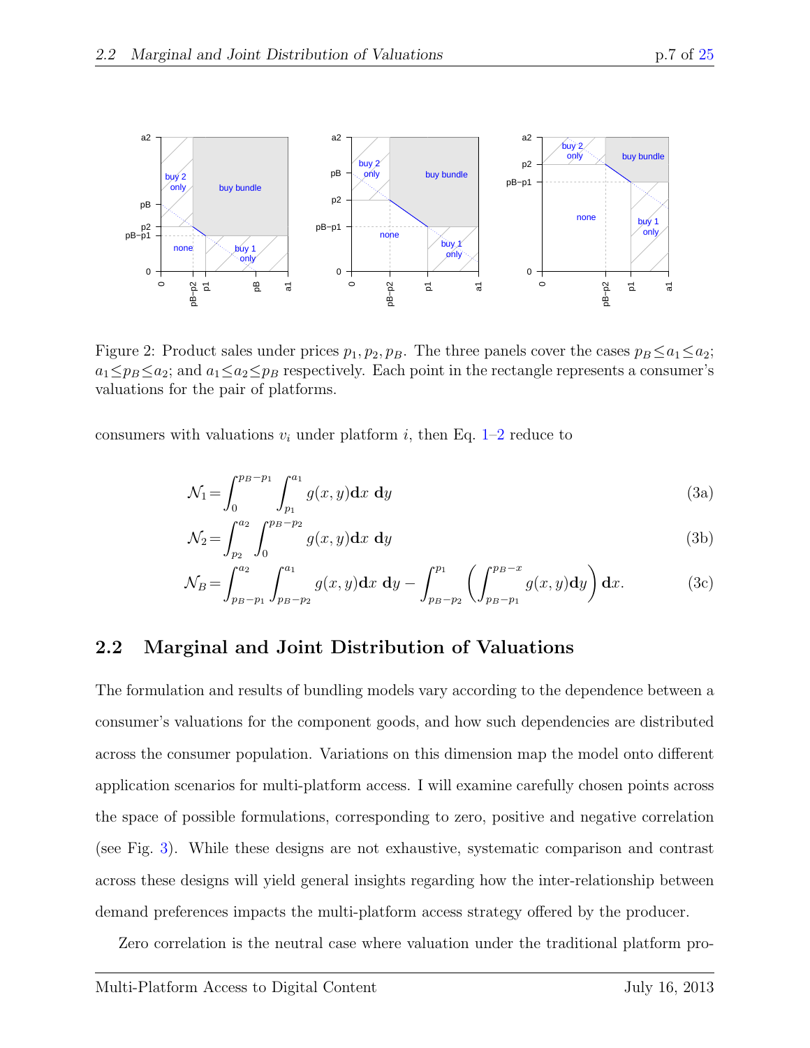Figure 2: Product sales under prices $p_1, p_2, p_B$. The three panels cover the cases $p_B \leq a_1 \leq a_2$; $a_1 \leq p_B \leq a_2$; and $a_1 \leq a_2 \leq p_B$ respectively. Each point in the rectangle represents a consumer's valuations for the pair of platforms.

consumers with valuations $v_i$ under platform $i$, then Eq. 1–2 reduce to

$$\mathcal{N}_1 = \int_0^{p_B - p_1} \int_{p_1}^{a_1} g(x,y) \mathbf{d}x \ \mathbf{d}y \tag{3a}$$

$$\mathcal{N}_2 = \int_{p_2}^{a_2} \int_0^{p_B - p_2} g(x,y) \mathbf{d}x \ \mathbf{d}y \tag{3b}$$

$$\mathcal{N}_B = \int_{p_B - p_1}^{a_2} \int_{p_B - p_2}^{a_1} g(x,y) \mathbf{d}x \ \mathbf{d}y - \int_{p_B - p_2}^{p_1} \left( \int_{p_B - p_1}^{p_B - x} g(x,y) \mathbf{d}y \right) \mathbf{d}x. \tag{3c}$$

## 2.2 Marginal and Joint Distribution of Valuations

The formulation and results of bundling models vary according to the dependence between a consumer's valuations for the component goods, and how such dependencies are distributed across the consumer population. Variations on this dimension map the model onto different application scenarios for multi-platform access. I will examine carefully chosen points across the space of possible formulations, corresponding to zero, positive and negative correlation (see Fig. 3). While these designs are not exhaustive, systematic comparison and contrast across these designs will yield general insights regarding how the inter-relationship between demand preferences impacts the multi-platform access strategy offered by the producer.

Zero correlation is the neutral case where valuation under the traditional platform pro-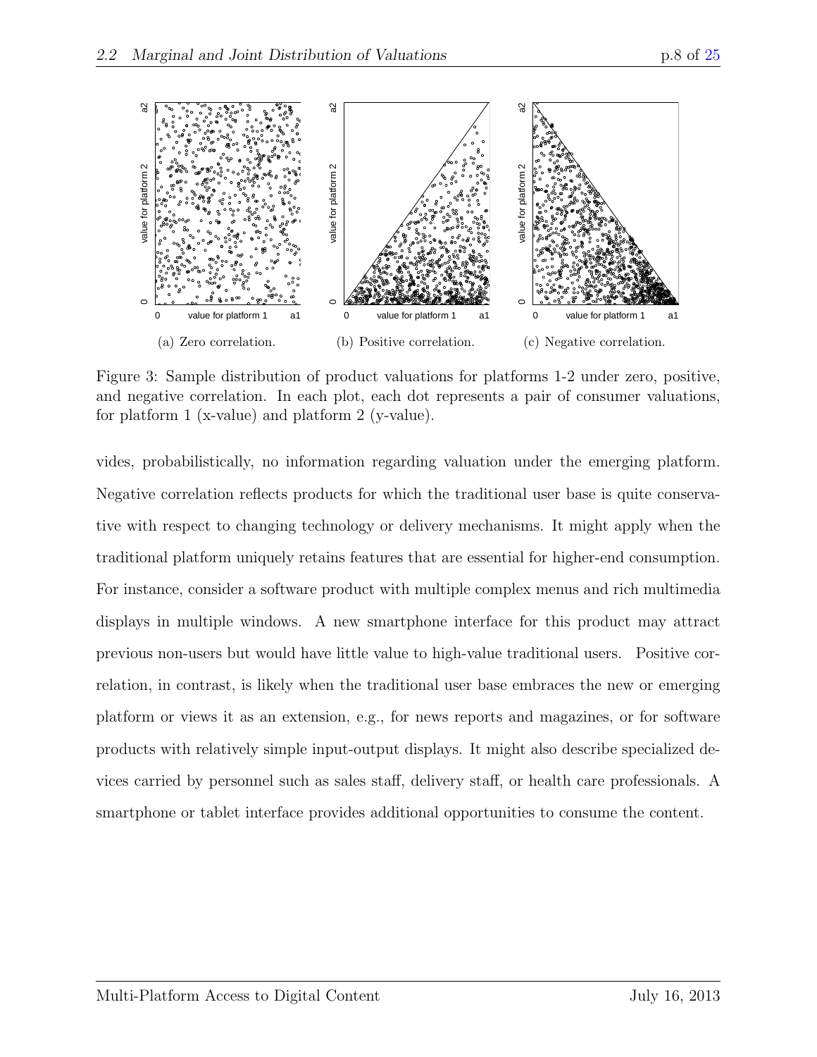(a) Zero correlation.

(b) Positive correlation.

(c) Negative correlation.

Figure 3: Sample distribution of product valuations for platforms 1-2 under zero, positive, and negative correlation. In each plot, each dot represents a pair of consumer valuations, for platform 1 (x-value) and platform 2 (y-value).

vides, probabilistically, no information regarding valuation under the emerging platform. Negative correlation reflects products for which the traditional user base is quite conservative with respect to changing technology or delivery mechanisms. It might apply when the traditional platform uniquely retains features that are essential for higher-end consumption. For instance, consider a software product with multiple complex menus and rich multimedia displays in multiple windows. A new smartphone interface for this product may attract previous non-users but would have little value to high-value traditional users. Positive correlation, in contrast, is likely when the traditional user base embraces the new or emerging platform or views it as an extension, e.g., for news reports and magazines, or for software products with relatively simple input-output displays. It might also describe specialized devices carried by personnel such as sales staff, delivery staff, or health care professionals. A smartphone or tablet interface provides additional opportunities to consume the content.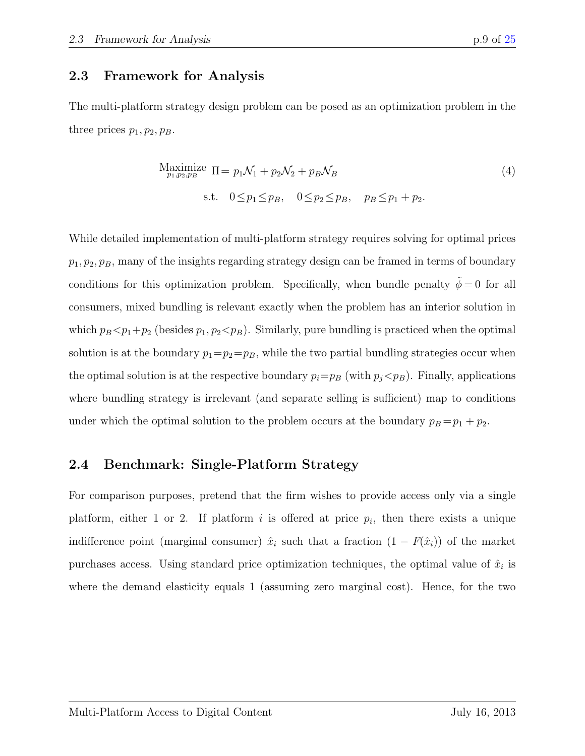### 2.3 Framework for Analysis

The multi-platform strategy design problem can be posed as an optimization problem in the three prices $p_1, p_2, p_B$.

$$
\begin{aligned}
\underset{p_1,p_2,p_B}{\text{Maximize}} \ \ & \Pi = p_1\mathcal{N}_1 + p_2\mathcal{N}_2 + p_B\mathcal{N}_B \\
\text{s.t.} \quad & 0 \le p_1 \le p_B, \quad 0 \le p_2 \le p_B, \quad p_B \le p_1 + p_2.
\end{aligned}
\tag{4}
$$

While detailed implementation of multi-platform strategy requires solving for optimal prices $p_1, p_2, p_B$, many of the insights regarding strategy design can be framed in terms of boundary conditions for this optimization problem. Specifically, when bundle penalty $\tilde{\phi} = 0$ for all consumers, mixed bundling is relevant exactly when the problem has an interior solution in which $p_B < p_1 + p_2$ (besides $p_1, p_2 < p_B$). Similarly, pure bundling is practiced when the optimal solution is at the boundary $p_1 = p_2 = p_B$, while the two partial bundling strategies occur when the optimal solution is at the respective boundary $p_i = p_B$ (with $p_j < p_B$). Finally, applications where bundling strategy is irrelevant (and separate selling is sufficient) map to conditions under which the optimal solution to the problem occurs at the boundary $p_B = p_1 + p_2$.

### 2.4 Benchmark: Single-Platform Strategy

For comparison purposes, pretend that the firm wishes to provide access only via a single platform, either 1 or 2. If platform $i$ is offered at price $p_i$, then there exists a unique indifference point (marginal consumer) $\hat{x}_i$ such that a fraction $(1 - F(\hat{x}_i))$ of the market purchases access. Using standard price optimization techniques, the optimal value of $\hat{x}_i$ is where the demand elasticity equals 1 (assuming zero marginal cost). Hence, for the two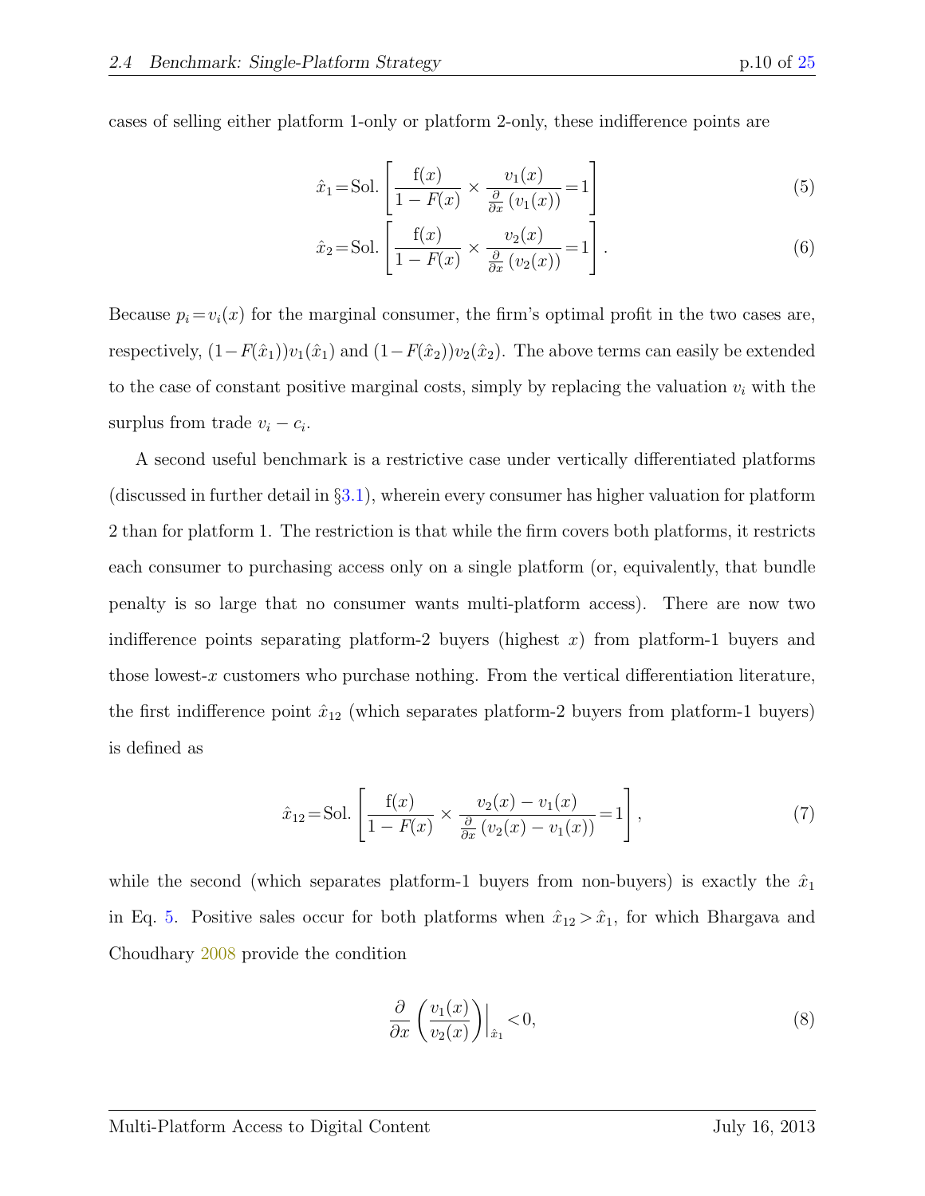cases of selling either platform 1-only or platform 2-only, these indifference points are

$$\hat{x}_1 = \text{Sol.}\left[\frac{\mathrm{f}(x)}{1-F(x)} \times \frac{v_1(x)}{\frac{\partial}{\partial x}\left(v_1(x)\right)} = 1\right] \tag{5}$$

$$\hat{x}_2 = \text{Sol.}\left[\frac{\mathrm{f}(x)}{1-F(x)} \times \frac{v_2(x)}{\frac{\partial}{\partial x}\left(v_2(x)\right)} = 1\right]. \tag{6}$$

Because $p_i = v_i(x)$ for the marginal consumer, the firm's optimal profit in the two cases are, respectively, $(1-F(\hat{x}_1))v_1(\hat{x}_1)$ and $(1-F(\hat{x}_2))v_2(\hat{x}_2)$. The above terms can easily be extended to the case of constant positive marginal costs, simply by replacing the valuation $v_i$ with the surplus from trade $v_i - c_i$.

A second useful benchmark is a restrictive case under vertically differentiated platforms (discussed in further detail in §3.1), wherein every consumer has higher valuation for platform 2 than for platform 1. The restriction is that while the firm covers both platforms, it restricts each consumer to purchasing access only on a single platform (or, equivalently, that bundle penalty is so large that no consumer wants multi-platform access). There are now two indifference points separating platform-2 buyers (highest $x$) from platform-1 buyers and those lowest-$x$ customers who purchase nothing. From the vertical differentiation literature, the first indifference point $\hat{x}_{12}$ (which separates platform-2 buyers from platform-1 buyers) is defined as

$$\hat{x}_{12} = \text{Sol.}\left[\frac{\mathrm{f}(x)}{1-F(x)} \times \frac{v_2(x)-v_1(x)}{\frac{\partial}{\partial x}\left(v_2(x)-v_1(x)\right)} = 1\right], \tag{7}$$

while the second (which separates platform-1 buyers from non-buyers) is exactly the $\hat{x}_1$ in Eq. 5. Positive sales occur for both platforms when $\hat{x}_{12} > \hat{x}_1$, for which Bhargava and Choudhary 2008 provide the condition

$$\frac{\partial}{\partial x}\left(\frac{v_1(x)}{v_2(x)}\right)\Big|_{\hat{x}_1} < 0, \tag{8}$$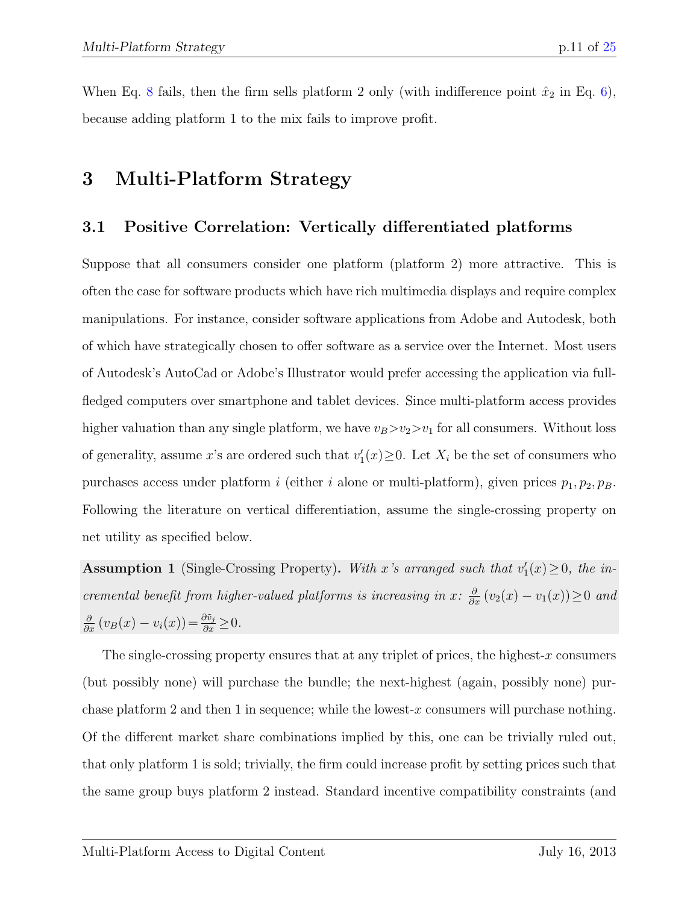When Eq. 8 fails, then the firm sells platform 2 only (with indifference point $\hat{x}_2$ in Eq. 6), because adding platform 1 to the mix fails to improve profit.

# 3 Multi-Platform Strategy

## 3.1 Positive Correlation: Vertically differentiated platforms

Suppose that all consumers consider one platform (platform 2) more attractive. This is often the case for software products which have rich multimedia displays and require complex manipulations. For instance, consider software applications from Adobe and Autodesk, both of which have strategically chosen to offer software as a service over the Internet. Most users of Autodesk's AutoCad or Adobe's Illustrator would prefer accessing the application via full-fledged computers over smartphone and tablet devices. Since multi-platform access provides higher valuation than any single platform, we have $v_B > v_2 > v_1$ for all consumers. Without loss of generality, assume $x$'s are ordered such that $v_1'(x) \geq 0$. Let $X_i$ be the set of consumers who purchases access under platform $i$ (either $i$ alone or multi-platform), given prices $p_1, p_2, p_B$. Following the literature on vertical differentiation, assume the single-crossing property on net utility as specified below.

**Assumption 1** (Single-Crossing Property)**.** *With $x$'s arranged such that $v_1'(x) \geq 0$, the incremental benefit from higher-valued platforms is increasing in $x$: $\frac{\partial}{\partial x}(v_2(x) - v_1(x)) \geq 0$ and $\frac{\partial}{\partial x}(v_B(x) - v_i(x)) = \frac{\partial \tilde{v}_j}{\partial x} \geq 0$.*

The single-crossing property ensures that at any triplet of prices, the highest-$x$ consumers (but possibly none) will purchase the bundle; the next-highest (again, possibly none) purchase platform 2 and then 1 in sequence; while the lowest-$x$ consumers will purchase nothing. Of the different market share combinations implied by this, one can be trivially ruled out, that only platform 1 is sold; trivially, the firm could increase profit by setting prices such that the same group buys platform 2 instead. Standard incentive compatibility constraints (and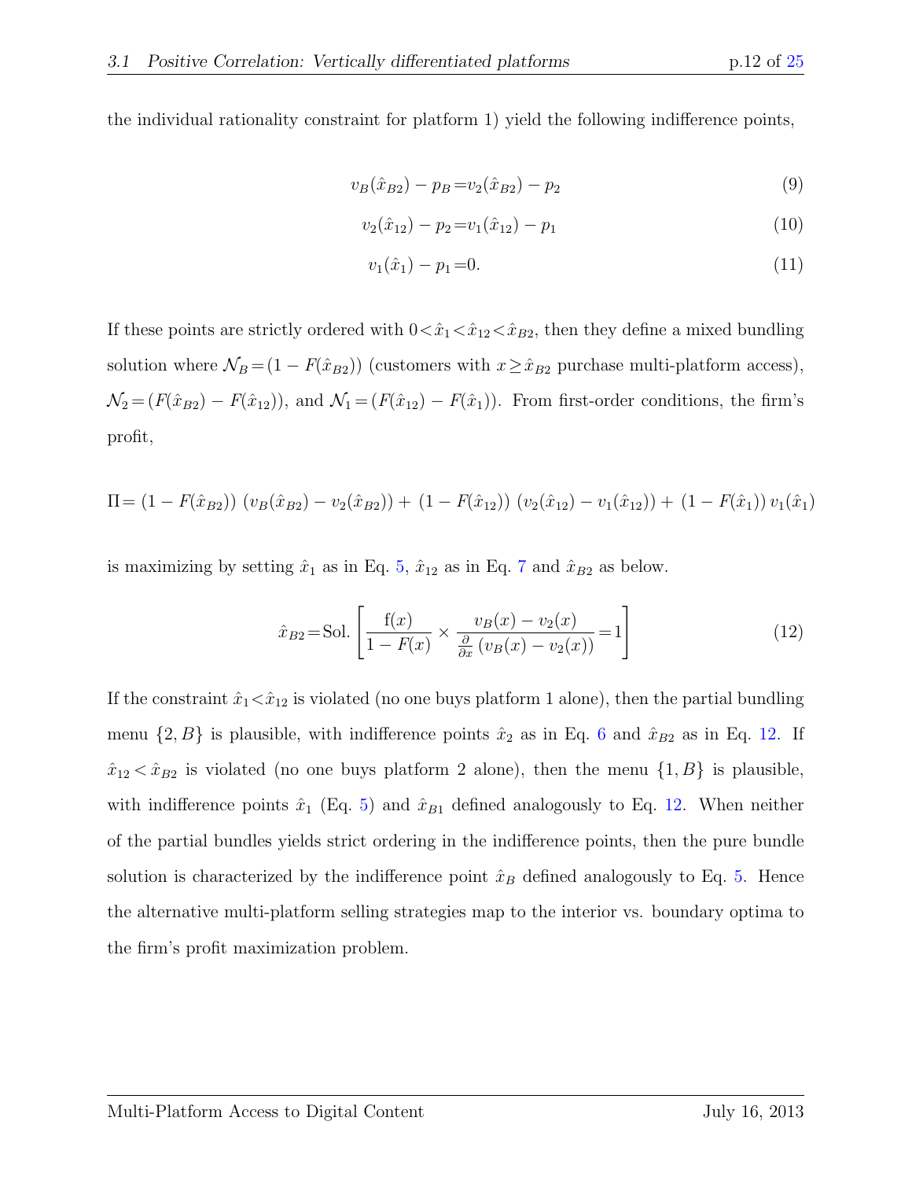the individual rationality constraint for platform 1) yield the following indifference points,

$$v_B(\hat{x}_{B2}) - p_B = v_2(\hat{x}_{B2}) - p_2 \tag{9}$$

$$v_2(\hat{x}_{12}) - p_2 = v_1(\hat{x}_{12}) - p_1 \tag{10}$$

$$v_1(\hat{x}_1) - p_1 = 0. \tag{11}$$

If these points are strictly ordered with $0 < \hat{x}_1 < \hat{x}_{12} < \hat{x}_{B2}$, then they define a mixed bundling solution where $\mathcal{N}_B = (1 - F(\hat{x}_{B2}))$ (customers with $x \geq \hat{x}_{B2}$ purchase multi-platform access), $\mathcal{N}_2 = (F(\hat{x}_{B2}) - F(\hat{x}_{12}))$, and $\mathcal{N}_1 = (F(\hat{x}_{12}) - F(\hat{x}_1))$. From first-order conditions, the firm's profit,

$$\Pi = (1 - F(\hat{x}_{B2}))\,(v_B(\hat{x}_{B2}) - v_2(\hat{x}_{B2})) + (1 - F(\hat{x}_{12}))\,(v_2(\hat{x}_{12}) - v_1(\hat{x}_{12})) + (1 - F(\hat{x}_1))\,v_1(\hat{x}_1)$$

is maximizing by setting $\hat{x}_1$ as in Eq. 5, $\hat{x}_{12}$ as in Eq. 7 and $\hat{x}_{B2}$ as below.

$$\hat{x}_{B2} = \text{Sol.}\left[\frac{\mathrm{f}(x)}{1 - F(x)} \times \frac{v_B(x) - v_2(x)}{\frac{\partial}{\partial x}\left(v_B(x) - v_2(x)\right)} = 1\right] \tag{12}$$

If the constraint $\hat{x}_1 < \hat{x}_{12}$ is violated (no one buys platform 1 alone), then the partial bundling menu $\{2, B\}$ is plausible, with indifference points $\hat{x}_2$ as in Eq. 6 and $\hat{x}_{B2}$ as in Eq. 12. If $\hat{x}_{12} < \hat{x}_{B2}$ is violated (no one buys platform 2 alone), then the menu $\{1, B\}$ is plausible, with indifference points $\hat{x}_1$ (Eq. 5) and $\hat{x}_{B1}$ defined analogously to Eq. 12. When neither of the partial bundles yields strict ordering in the indifference points, then the pure bundle solution is characterized by the indifference point $\hat{x}_B$ defined analogously to Eq. 5. Hence the alternative multi-platform selling strategies map to the interior vs. boundary optima to the firm's profit maximization problem.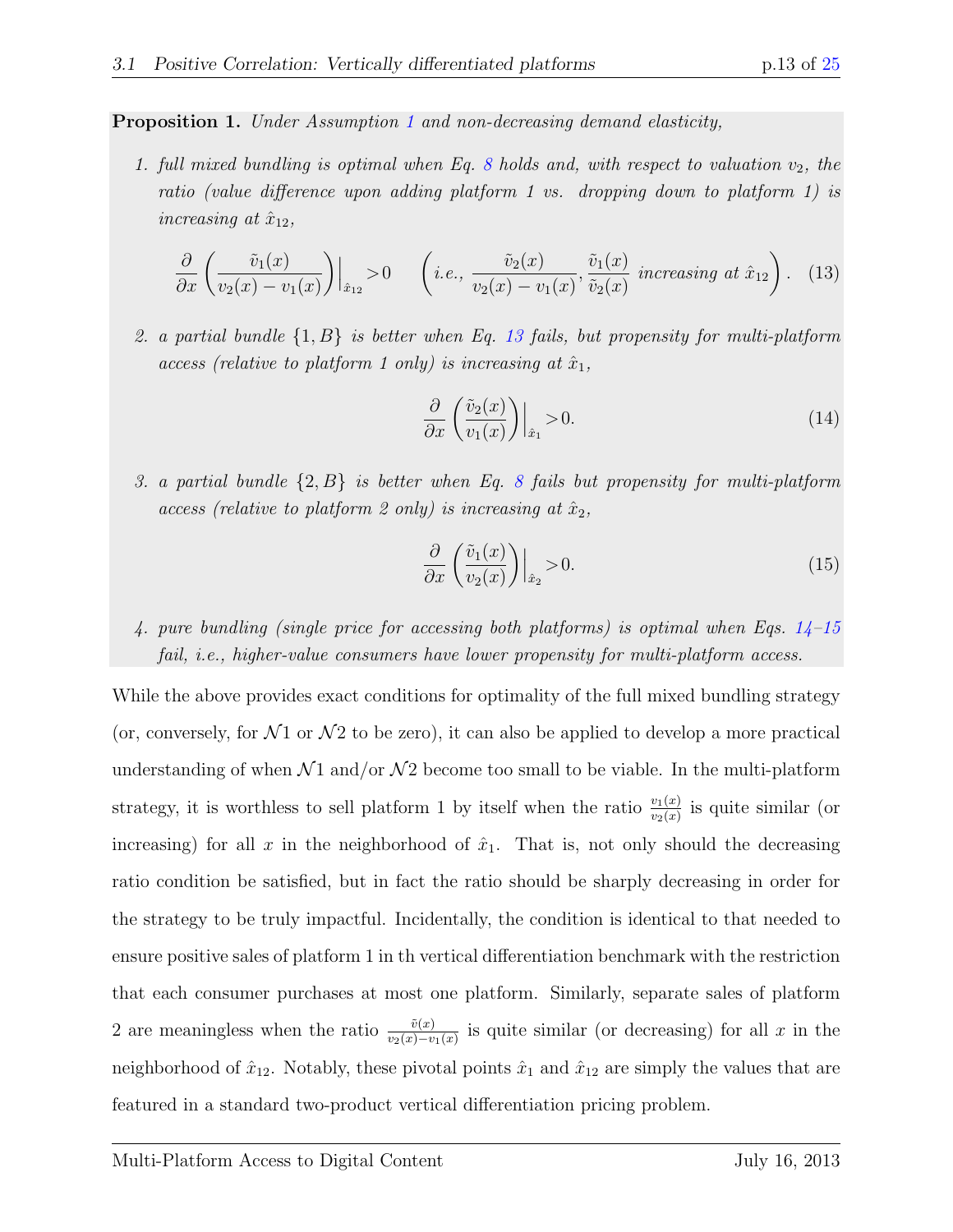**Proposition 1.** *Under Assumption 1 and non-decreasing demand elasticity,*

1. *full mixed bundling is optimal when Eq. 8 holds and, with respect to valuation $v_2$, the ratio (value difference upon adding platform 1 vs. dropping down to platform 1) is increasing at $\hat{x}_{12}$,*

$$\frac{\partial}{\partial x}\left(\frac{\tilde{v}_1(x)}{v_2(x) - v_1(x)}\right)\Big|_{\hat{x}_{12}} > 0 \qquad \left(\textit{i.e., } \frac{\tilde{v}_2(x)}{v_2(x) - v_1(x)}, \frac{\tilde{v}_1(x)}{\tilde{v}_2(x)} \textit{ increasing at } \hat{x}_{12}\right). \tag{13}$$

2. *a partial bundle $\{1, B\}$ is better when Eq. 13 fails, but propensity for multi-platform access (relative to platform 1 only) is increasing at $\hat{x}_1$,*

$$\frac{\partial}{\partial x}\left(\frac{\tilde{v}_2(x)}{v_1(x)}\right)\Big|_{\hat{x}_1} > 0. \tag{14}$$

3. *a partial bundle $\{2, B\}$ is better when Eq. 8 fails but propensity for multi-platform access (relative to platform 2 only) is increasing at $\hat{x}_2$,*

$$\frac{\partial}{\partial x}\left(\frac{\tilde{v}_1(x)}{v_2(x)}\right)\Big|_{\hat{x}_2} > 0. \tag{15}$$

4. *pure bundling (single price for accessing both platforms) is optimal when Eqs. 14–15 fail, i.e., higher-value consumers have lower propensity for multi-platform access.*

While the above provides exact conditions for optimality of the full mixed bundling strategy (or, conversely, for $\mathcal{N}1$ or $\mathcal{N}2$ to be zero), it can also be applied to develop a more practical understanding of when $\mathcal{N}1$ and/or $\mathcal{N}2$ become too small to be viable. In the multi-platform strategy, it is worthless to sell platform 1 by itself when the ratio $\frac{v_1(x)}{v_2(x)}$ is quite similar (or increasing) for all $x$ in the neighborhood of $\hat{x}_1$. That is, not only should the decreasing ratio condition be satisfied, but in fact the ratio should be sharply decreasing in order for the strategy to be truly impactful. Incidentally, the condition is identical to that needed to ensure positive sales of platform 1 in th vertical differentiation benchmark with the restriction that each consumer purchases at most one platform. Similarly, separate sales of platform 2 are meaningless when the ratio $\frac{\tilde{v}(x)}{v_2(x)-v_1(x)}$ is quite similar (or decreasing) for all $x$ in the neighborhood of $\hat{x}_{12}$. Notably, these pivotal points $\hat{x}_1$ and $\hat{x}_{12}$ are simply the values that are featured in a standard two-product vertical differentiation pricing problem.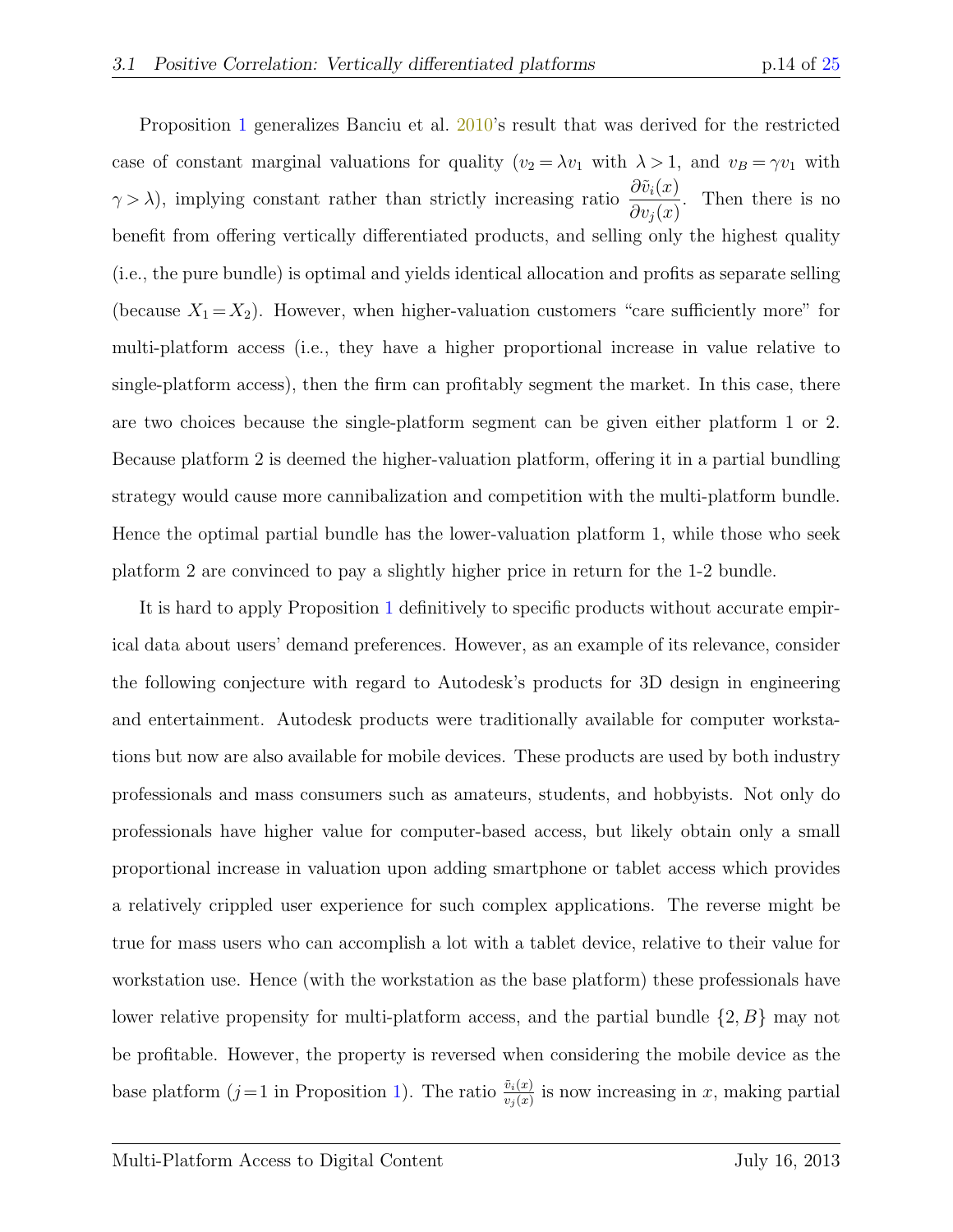Proposition 1 generalizes Banciu et al. 2010's result that was derived for the restricted case of constant marginal valuations for quality ($v_2 = \lambda v_1$ with $\lambda > 1$, and $v_B = \gamma v_1$ with $\gamma > \lambda$), implying constant rather than strictly increasing ratio $\dfrac{\partial \tilde{v}_i(x)}{\partial v_j(x)}$. Then there is no benefit from offering vertically differentiated products, and selling only the highest quality (i.e., the pure bundle) is optimal and yields identical allocation and profits as separate selling (because $X_1 = X_2$). However, when higher-valuation customers "care sufficiently more" for multi-platform access (i.e., they have a higher proportional increase in value relative to single-platform access), then the firm can profitably segment the market. In this case, there are two choices because the single-platform segment can be given either platform 1 or 2. Because platform 2 is deemed the higher-valuation platform, offering it in a partial bundling strategy would cause more cannibalization and competition with the multi-platform bundle. Hence the optimal partial bundle has the lower-valuation platform 1, while those who seek platform 2 are convinced to pay a slightly higher price in return for the 1-2 bundle.

It is hard to apply Proposition 1 definitively to specific products without accurate empirical data about users' demand preferences. However, as an example of its relevance, consider the following conjecture with regard to Autodesk's products for 3D design in engineering and entertainment. Autodesk products were traditionally available for computer workstations but now are also available for mobile devices. These products are used by both industry professionals and mass consumers such as amateurs, students, and hobbyists. Not only do professionals have higher value for computer-based access, but likely obtain only a small proportional increase in valuation upon adding smartphone or tablet access which provides a relatively crippled user experience for such complex applications. The reverse might be true for mass users who can accomplish a lot with a tablet device, relative to their value for workstation use. Hence (with the workstation as the base platform) these professionals have lower relative propensity for multi-platform access, and the partial bundle $\{2, B\}$ may not be profitable. However, the property is reversed when considering the mobile device as the base platform ($j = 1$ in Proposition 1). The ratio $\frac{\tilde{v}_i(x)}{v_j(x)}$ is now increasing in $x$, making partial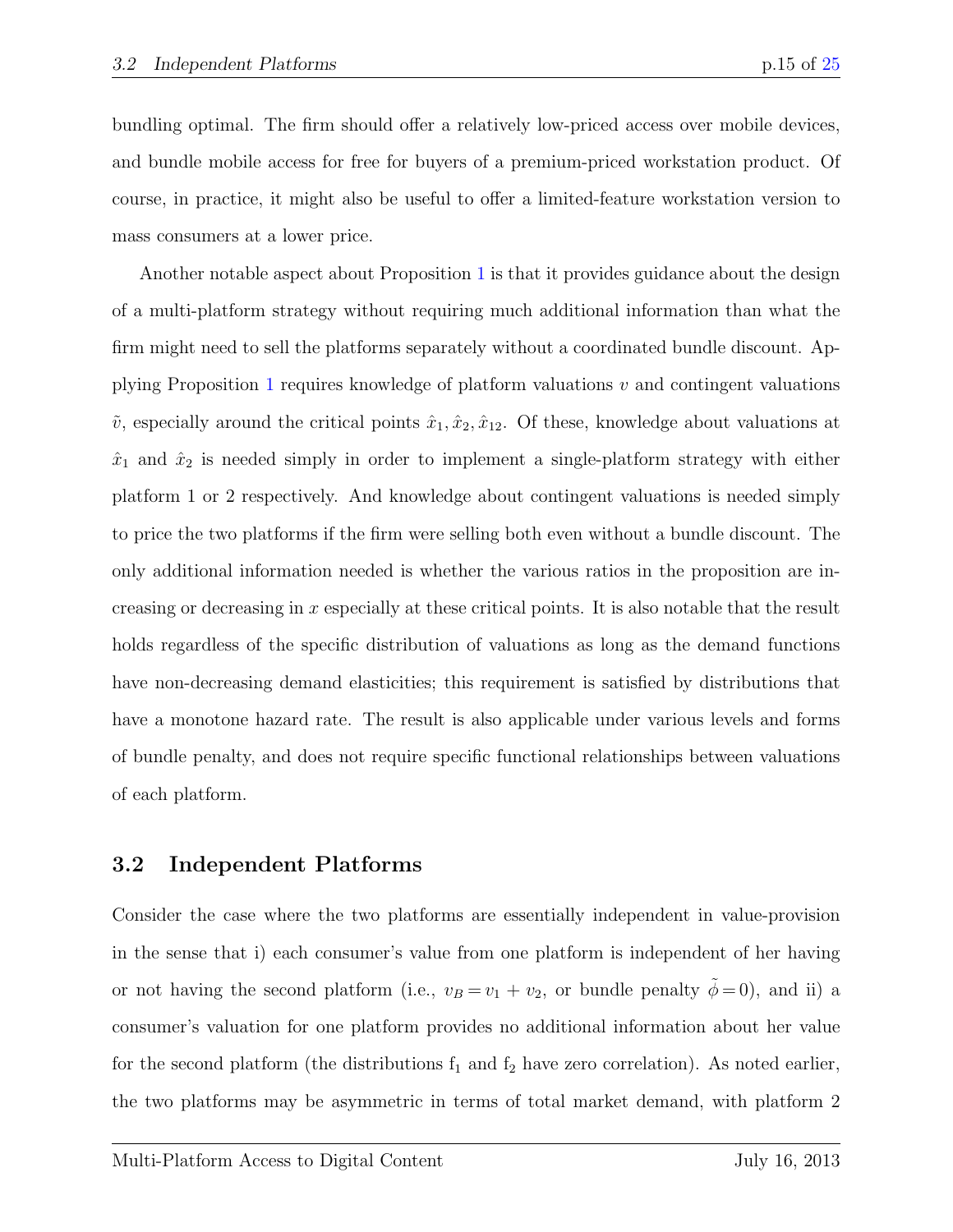bundling optimal. The firm should offer a relatively low-priced access over mobile devices, and bundle mobile access for free for buyers of a premium-priced workstation product. Of course, in practice, it might also be useful to offer a limited-feature workstation version to mass consumers at a lower price.

Another notable aspect about Proposition 1 is that it provides guidance about the design of a multi-platform strategy without requiring much additional information than what the firm might need to sell the platforms separately without a coordinated bundle discount. Applying Proposition 1 requires knowledge of platform valuations $v$ and contingent valuations $\tilde{v}$, especially around the critical points $\hat{x}_1, \hat{x}_2, \hat{x}_{12}$. Of these, knowledge about valuations at $\hat{x}_1$ and $\hat{x}_2$ is needed simply in order to implement a single-platform strategy with either platform 1 or 2 respectively. And knowledge about contingent valuations is needed simply to price the two platforms if the firm were selling both even without a bundle discount. The only additional information needed is whether the various ratios in the proposition are increasing or decreasing in $x$ especially at these critical points. It is also notable that the result holds regardless of the specific distribution of valuations as long as the demand functions have non-decreasing demand elasticities; this requirement is satisfied by distributions that have a monotone hazard rate. The result is also applicable under various levels and forms of bundle penalty, and does not require specific functional relationships between valuations of each platform.

## 3.2 Independent Platforms

Consider the case where the two platforms are essentially independent in value-provision in the sense that i) each consumer's value from one platform is independent of her having or not having the second platform (i.e., $v_B = v_1 + v_2$, or bundle penalty $\tilde{\phi} = 0$), and ii) a consumer's valuation for one platform provides no additional information about her value for the second platform (the distributions $\mathrm{f}_1$ and $\mathrm{f}_2$ have zero correlation). As noted earlier, the two platforms may be asymmetric in terms of total market demand, with platform 2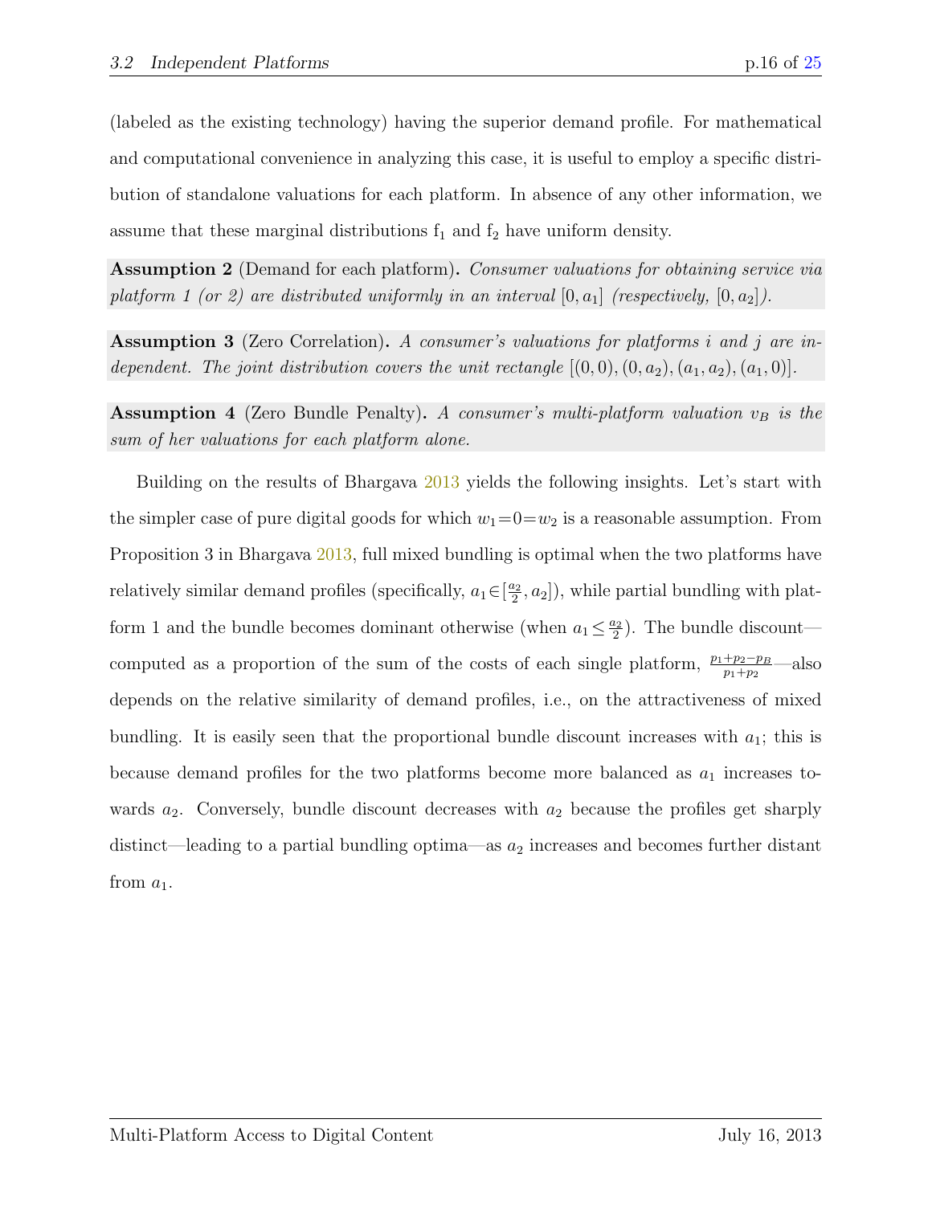(labeled as the existing technology) having the superior demand profile. For mathematical and computational convenience in analyzing this case, it is useful to employ a specific distribution of standalone valuations for each platform. In absence of any other information, we assume that these marginal distributions $f_1$ and $f_2$ have uniform density.

**Assumption 2** (Demand for each platform). *Consumer valuations for obtaining service via platform 1 (or 2) are distributed uniformly in an interval* $[0, a_1]$ *(respectively,* $[0, a_2]$*).*

**Assumption 3** (Zero Correlation). *A consumer's valuations for platforms i and j are independent. The joint distribution covers the unit rectangle* $[(0,0),(0,a_2),(a_1,a_2),(a_1,0)]$.

**Assumption 4** (Zero Bundle Penalty). *A consumer's multi-platform valuation* $v_B$ *is the sum of her valuations for each platform alone.*

Building on the results of Bhargava 2013 yields the following insights. Let's start with the simpler case of pure digital goods for which $w_1{=}0{=}w_2$ is a reasonable assumption. From Proposition 3 in Bhargava 2013, full mixed bundling is optimal when the two platforms have relatively similar demand profiles (specifically, $a_1 \in [\frac{a_2}{2}, a_2]$), while partial bundling with platform 1 and the bundle becomes dominant otherwise (when $a_1 \leq \frac{a_2}{2}$). The bundle discount—computed as a proportion of the sum of the costs of each single platform, $\frac{p_1+p_2-p_B}{p_1+p_2}$—also depends on the relative similarity of demand profiles, i.e., on the attractiveness of mixed bundling. It is easily seen that the proportional bundle discount increases with $a_1$; this is because demand profiles for the two platforms become more balanced as $a_1$ increases towards $a_2$. Conversely, bundle discount decreases with $a_2$ because the profiles get sharply distinct—leading to a partial bundling optima—as $a_2$ increases and becomes further distant from $a_1$.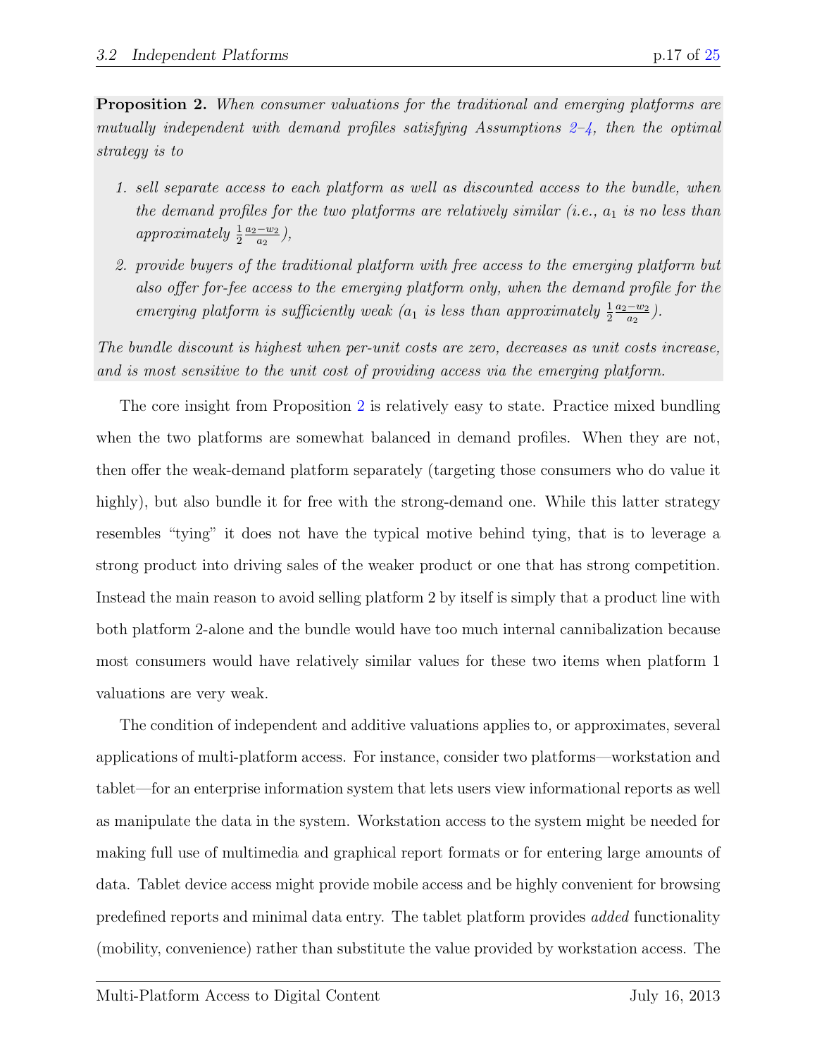**Proposition 2.** *When consumer valuations for the traditional and emerging platforms are mutually independent with demand profiles satisfying Assumptions 2–4, then the optimal strategy is to*

1. *sell separate access to each platform as well as discounted access to the bundle, when the demand profiles for the two platforms are relatively similar (i.e., $a_1$ is no less than approximately $\frac{1}{2}\frac{a_2-w_2}{a_2}$),*
2. *provide buyers of the traditional platform with free access to the emerging platform but also offer for-fee access to the emerging platform only, when the demand profile for the emerging platform is sufficiently weak ($a_1$ is less than approximately $\frac{1}{2}\frac{a_2-w_2}{a_2}$).*

*The bundle discount is highest when per-unit costs are zero, decreases as unit costs increase, and is most sensitive to the unit cost of providing access via the emerging platform.*

The core insight from Proposition 2 is relatively easy to state. Practice mixed bundling when the two platforms are somewhat balanced in demand profiles. When they are not, then offer the weak-demand platform separately (targeting those consumers who do value it highly), but also bundle it for free with the strong-demand one. While this latter strategy resembles "tying" it does not have the typical motive behind tying, that is to leverage a strong product into driving sales of the weaker product or one that has strong competition. Instead the main reason to avoid selling platform 2 by itself is simply that a product line with both platform 2-alone and the bundle would have too much internal cannibalization because most consumers would have relatively similar values for these two items when platform 1 valuations are very weak.

The condition of independent and additive valuations applies to, or approximates, several applications of multi-platform access. For instance, consider two platforms—workstation and tablet—for an enterprise information system that lets users view informational reports as well as manipulate the data in the system. Workstation access to the system might be needed for making full use of multimedia and graphical report formats or for entering large amounts of data. Tablet device access might provide mobile access and be highly convenient for browsing predefined reports and minimal data entry. The tablet platform provides *added* functionality (mobility, convenience) rather than substitute the value provided by workstation access. The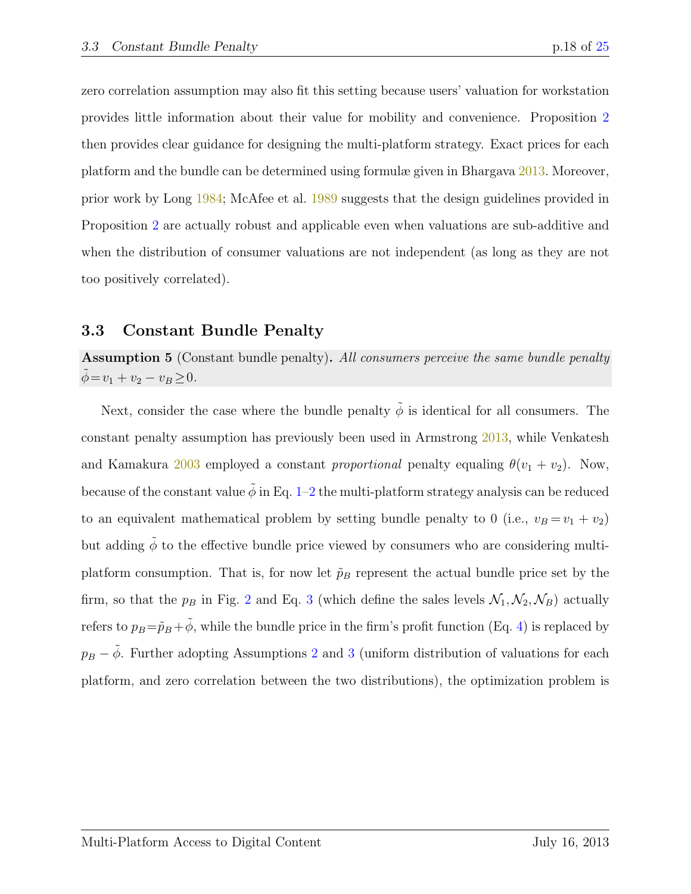zero correlation assumption may also fit this setting because users' valuation for workstation provides little information about their value for mobility and convenience. Proposition 2 then provides clear guidance for designing the multi-platform strategy. Exact prices for each platform and the bundle can be determined using formulæ given in Bhargava 2013. Moreover, prior work by Long 1984; McAfee et al. 1989 suggests that the design guidelines provided in Proposition 2 are actually robust and applicable even when valuations are sub-additive and when the distribution of consumer valuations are not independent (as long as they are not too positively correlated).

### 3.3 Constant Bundle Penalty

**Assumption 5** (Constant bundle penalty)**.** *All consumers perceive the same bundle penalty* $\tilde{\phi} = v_1 + v_2 - v_B \geq 0$.

Next, consider the case where the bundle penalty $\tilde{\phi}$ is identical for all consumers. The constant penalty assumption has previously been used in Armstrong 2013, while Venkatesh and Kamakura 2003 employed a constant *proportional* penalty equaling $\theta(v_1 + v_2)$. Now, because of the constant value $\tilde{\phi}$ in Eq. 1–2 the multi-platform strategy analysis can be reduced to an equivalent mathematical problem by setting bundle penalty to 0 (i.e., $v_B = v_1 + v_2$) but adding $\tilde{\phi}$ to the effective bundle price viewed by consumers who are considering multi-platform consumption. That is, for now let $\tilde{p}_B$ represent the actual bundle price set by the firm, so that the $p_B$ in Fig. 2 and Eq. 3 (which define the sales levels $\mathcal{N}_1, \mathcal{N}_2, \mathcal{N}_B$) actually refers to $p_B = \tilde{p}_B + \tilde{\phi}$, while the bundle price in the firm's profit function (Eq. 4) is replaced by $p_B - \tilde{\phi}$. Further adopting Assumptions 2 and 3 (uniform distribution of valuations for each platform, and zero correlation between the two distributions), the optimization problem is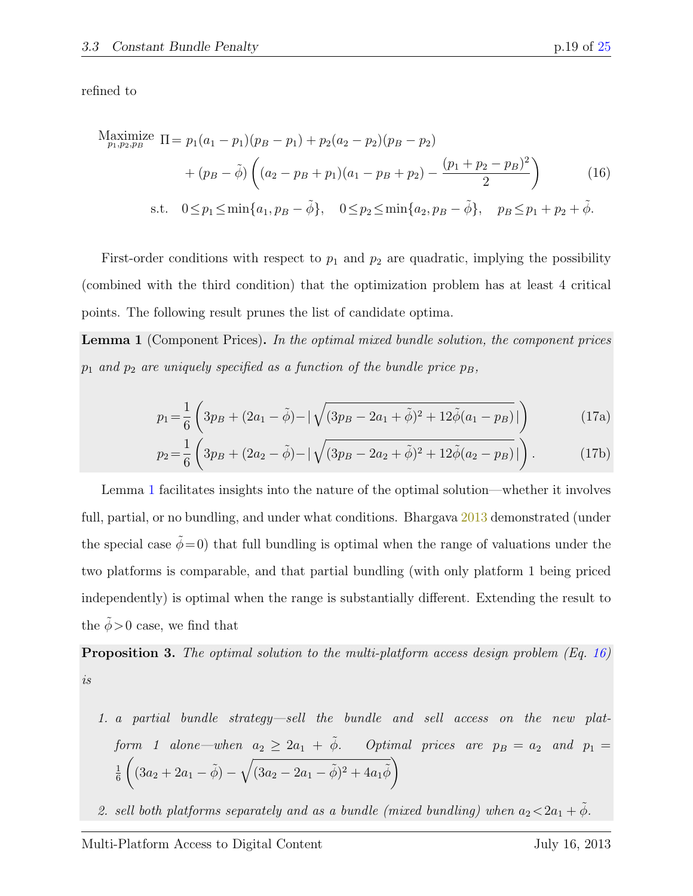refined to

$$
\begin{aligned}
\underset{p_1,p_2,p_B}{\text{Maximize}}\ \Pi = & \ p_1(a_1-p_1)(p_B-p_1)+p_2(a_2-p_2)(p_B-p_2) \\
& + (p_B-\tilde{\phi})\left((a_2-p_B+p_1)(a_1-p_B+p_2)-\frac{(p_1+p_2-p_B)^2}{2}\right) \qquad (16) \\
\text{s.t.} \quad & 0\le p_1\le \min\{a_1, p_B-\tilde{\phi}\}, \quad 0\le p_2\le \min\{a_2, p_B-\tilde{\phi}\}, \quad p_B\le p_1+p_2+\tilde{\phi}.
\end{aligned}
$$

First-order conditions with respect to $p_1$ and $p_2$ are quadratic, implying the possibility (combined with the third condition) that the optimization problem has at least 4 critical points. The following result prunes the list of candidate optima.

**Lemma 1** (Component Prices)**.** *In the optimal mixed bundle solution, the component prices $p_1$ and $p_2$ are uniquely specified as a function of the bundle price $p_B$,*

$$
p_1=\frac{1}{6}\left(3p_B+(2a_1-\tilde{\phi})-\left|\sqrt{(3p_B-2a_1+\tilde{\phi})^2+12\tilde{\phi}(a_1-p_B)}\right|\right) \qquad (17a)
$$

$$
p_2=\frac{1}{6}\left(3p_B+(2a_2-\tilde{\phi})-\left|\sqrt{(3p_B-2a_2+\tilde{\phi})^2+12\tilde{\phi}(a_2-p_B)}\right|\right). \qquad (17b)
$$

Lemma 1 facilitates insights into the nature of the optimal solution—whether it involves full, partial, or no bundling, and under what conditions. Bhargava 2013 demonstrated (under the special case $\tilde{\phi}=0$) that full bundling is optimal when the range of valuations under the two platforms is comparable, and that partial bundling (with only platform 1 being priced independently) is optimal when the range is substantially different. Extending the result to the $\tilde{\phi}>0$ case, we find that

**Proposition 3.** *The optimal solution to the multi-platform access design problem (Eq. 16) is*

1. *a partial bundle strategy—sell the bundle and sell access on the new platform 1 alone—when $a_2 \ge 2a_1+\tilde{\phi}$. Optimal prices are $p_B=a_2$ and $p_1=\frac{1}{6}\left((3a_2+2a_1-\tilde{\phi})-\sqrt{(3a_2-2a_1-\tilde{\phi})^2+4a_1\tilde{\phi}}\right)$*
2. *sell both platforms separately and as a bundle (mixed bundling) when $a_2<2a_1+\tilde{\phi}$.*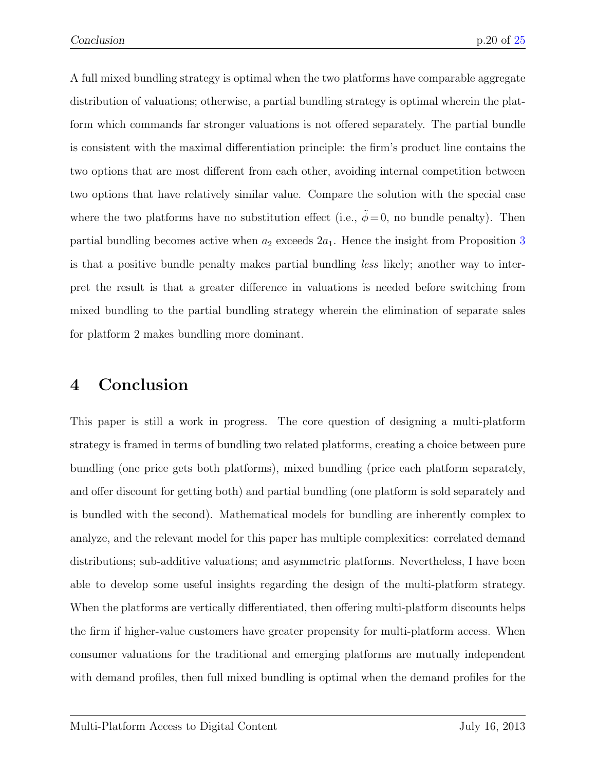A full mixed bundling strategy is optimal when the two platforms have comparable aggregate distribution of valuations; otherwise, a partial bundling strategy is optimal wherein the platform which commands far stronger valuations is not offered separately. The partial bundle is consistent with the maximal differentiation principle: the firm's product line contains the two options that are most different from each other, avoiding internal competition between two options that have relatively similar value. Compare the solution with the special case where the two platforms have no substitution effect (i.e., $\tilde{\phi} = 0$, no bundle penalty). Then partial bundling becomes active when $a_2$ exceeds $2a_1$. Hence the insight from Proposition 3 is that a positive bundle penalty makes partial bundling *less* likely; another way to interpret the result is that a greater difference in valuations is needed before switching from mixed bundling to the partial bundling strategy wherein the elimination of separate sales for platform 2 makes bundling more dominant.

# 4 Conclusion

This paper is still a work in progress. The core question of designing a multi-platform strategy is framed in terms of bundling two related platforms, creating a choice between pure bundling (one price gets both platforms), mixed bundling (price each platform separately, and offer discount for getting both) and partial bundling (one platform is sold separately and is bundled with the second). Mathematical models for bundling are inherently complex to analyze, and the relevant model for this paper has multiple complexities: correlated demand distributions; sub-additive valuations; and asymmetric platforms. Nevertheless, I have been able to develop some useful insights regarding the design of the multi-platform strategy. When the platforms are vertically differentiated, then offering multi-platform discounts helps the firm if higher-value customers have greater propensity for multi-platform access. When consumer valuations for the traditional and emerging platforms are mutually independent with demand profiles, then full mixed bundling is optimal when the demand profiles for the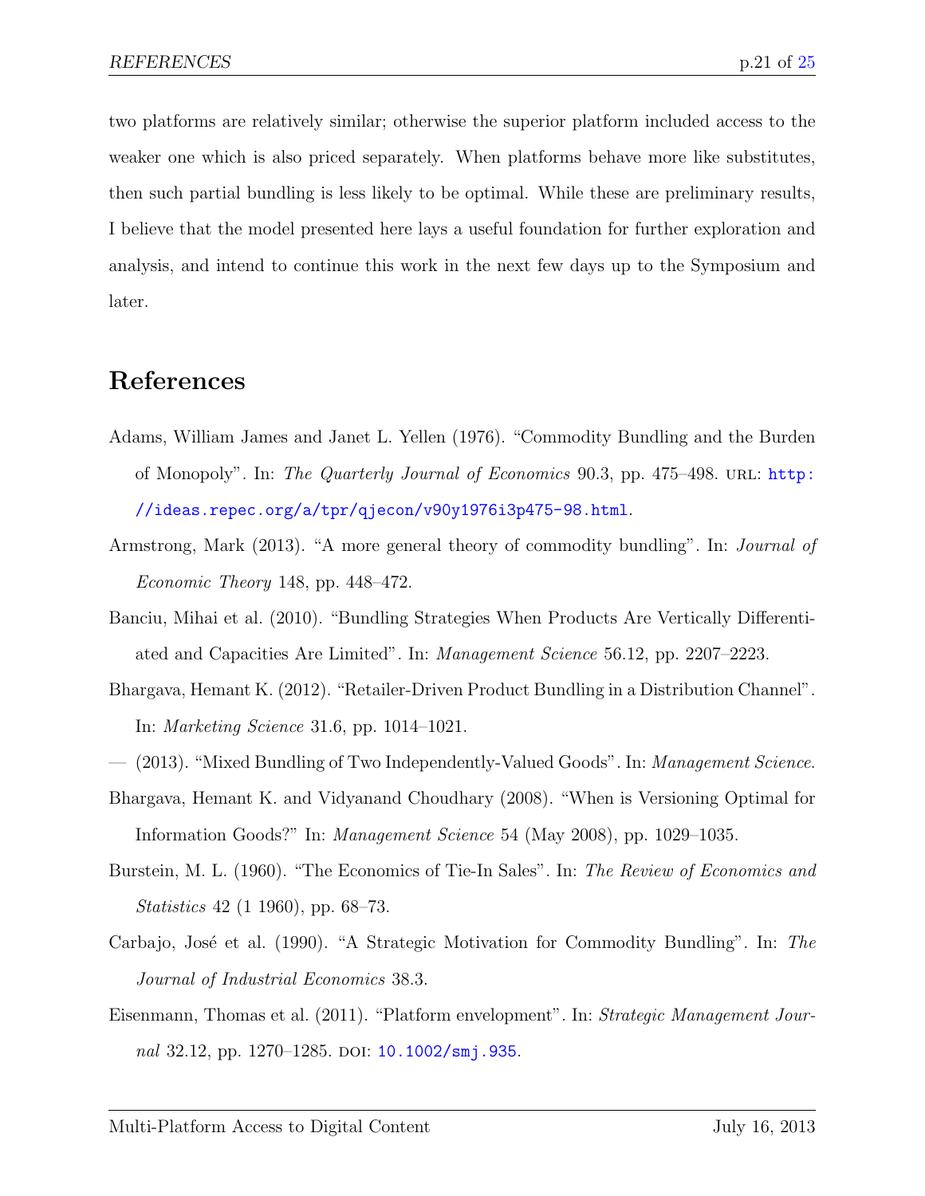two platforms are relatively similar; otherwise the superior platform included access to the weaker one which is also priced separately. When platforms behave more like substitutes, then such partial bundling is less likely to be optimal. While these are preliminary results, I believe that the model presented here lays a useful foundation for further exploration and analysis, and intend to continue this work in the next few days up to the Symposium and later.

# References

Adams, William James and Janet L. Yellen (1976). "Commodity Bundling and the Burden of Monopoly". In: *The Quarterly Journal of Economics* 90.3, pp. 475–498. URL: http://ideas.repec.org/a/tpr/qjecon/v90y1976i3p475-98.html.

Armstrong, Mark (2013). "A more general theory of commodity bundling". In: *Journal of Economic Theory* 148, pp. 448–472.

Banciu, Mihai et al. (2010). "Bundling Strategies When Products Are Vertically Differentiated and Capacities Are Limited". In: *Management Science* 56.12, pp. 2207–2223.

Bhargava, Hemant K. (2012). "Retailer-Driven Product Bundling in a Distribution Channel". In: *Marketing Science* 31.6, pp. 1014–1021.

— (2013). "Mixed Bundling of Two Independently-Valued Goods". In: *Management Science*.

Bhargava, Hemant K. and Vidyanand Choudhary (2008). "When is Versioning Optimal for Information Goods?" In: *Management Science* 54 (May 2008), pp. 1029–1035.

Burstein, M. L. (1960). "The Economics of Tie-In Sales". In: *The Review of Economics and Statistics* 42 (1 1960), pp. 68–73.

Carbajo, José et al. (1990). "A Strategic Motivation for Commodity Bundling". In: *The Journal of Industrial Economics* 38.3.

Eisenmann, Thomas et al. (2011). "Platform envelopment". In: *Strategic Management Journal* 32.12, pp. 1270–1285. DOI: 10.1002/smj.935.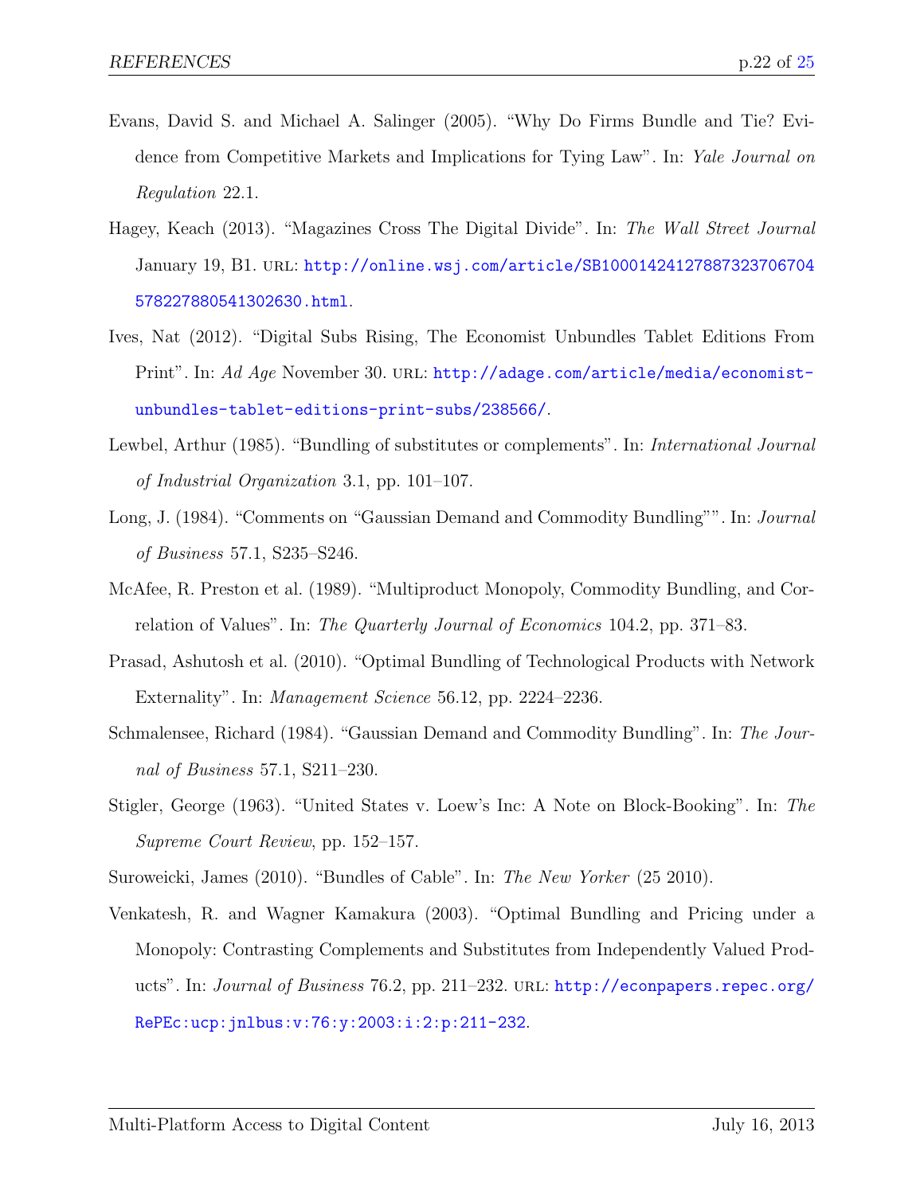Evans, David S. and Michael A. Salinger (2005). "Why Do Firms Bundle and Tie? Evidence from Competitive Markets and Implications for Tying Law". In: *Yale Journal on Regulation* 22.1.

Hagey, Keach (2013). "Magazines Cross The Digital Divide". In: *The Wall Street Journal* January 19, B1. URL: http://online.wsj.com/article/SB10001424127887323706704578227880541302630.html.

Ives, Nat (2012). "Digital Subs Rising, The Economist Unbundles Tablet Editions From Print". In: *Ad Age* November 30. URL: http://adage.com/article/media/economist-unbundles-tablet-editions-print-subs/238566/.

Lewbel, Arthur (1985). "Bundling of substitutes or complements". In: *International Journal of Industrial Organization* 3.1, pp. 101–107.

Long, J. (1984). "Comments on "Gaussian Demand and Commodity Bundling"". In: *Journal of Business* 57.1, S235–S246.

McAfee, R. Preston et al. (1989). "Multiproduct Monopoly, Commodity Bundling, and Correlation of Values". In: *The Quarterly Journal of Economics* 104.2, pp. 371–83.

Prasad, Ashutosh et al. (2010). "Optimal Bundling of Technological Products with Network Externality". In: *Management Science* 56.12, pp. 2224–2236.

Schmalensee, Richard (1984). "Gaussian Demand and Commodity Bundling". In: *The Journal of Business* 57.1, S211–230.

Stigler, George (1963). "United States v. Loew's Inc: A Note on Block-Booking". In: *The Supreme Court Review*, pp. 152–157.

Suroweicki, James (2010). "Bundles of Cable". In: *The New Yorker* (25 2010).

Venkatesh, R. and Wagner Kamakura (2003). "Optimal Bundling and Pricing under a Monopoly: Contrasting Complements and Substitutes from Independently Valued Products". In: *Journal of Business* 76.2, pp. 211–232. URL: http://econpapers.repec.org/RePEc:ucp:jnlbus:v:76:y:2003:i:2:p:211-232.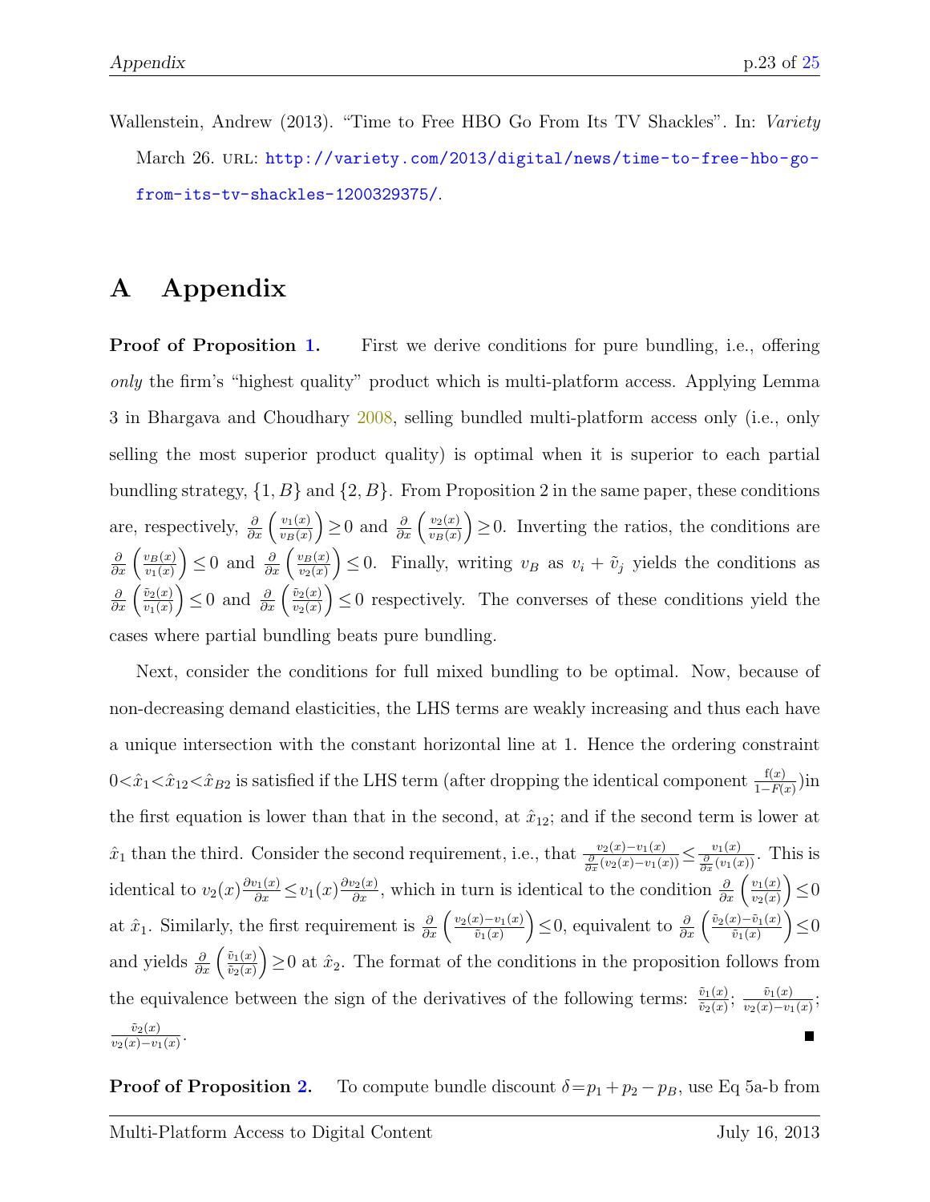Wallenstein, Andrew (2013). "Time to Free HBO Go From Its TV Shackles". In: *Variety* March 26. URL: http://variety.com/2013/digital/news/time-to-free-hbo-go-from-its-tv-shackles-1200329375/.

# A Appendix

**Proof of Proposition 1.** First we derive conditions for pure bundling, i.e., offering *only* the firm's "highest quality" product which is multi-platform access. Applying Lemma 3 in Bhargava and Choudhary 2008, selling bundled multi-platform access only (i.e., only selling the most superior product quality) is optimal when it is superior to each partial bundling strategy, $\{1, B\}$ and $\{2, B\}$. From Proposition 2 in the same paper, these conditions are, respectively, $\frac{\partial}{\partial x}\left(\frac{v_1(x)}{v_B(x)}\right) \geq 0$ and $\frac{\partial}{\partial x}\left(\frac{v_2(x)}{v_B(x)}\right) \geq 0$. Inverting the ratios, the conditions are $\frac{\partial}{\partial x}\left(\frac{v_B(x)}{v_1(x)}\right) \leq 0$ and $\frac{\partial}{\partial x}\left(\frac{v_B(x)}{v_2(x)}\right) \leq 0$. Finally, writing $v_B$ as $v_i + \tilde{v}_j$ yields the conditions as $\frac{\partial}{\partial x}\left(\frac{\tilde{v}_2(x)}{v_1(x)}\right) \leq 0$ and $\frac{\partial}{\partial x}\left(\frac{\tilde{v}_2(x)}{v_2(x)}\right) \leq 0$ respectively. The converses of these conditions yield the cases where partial bundling beats pure bundling.

Next, consider the conditions for full mixed bundling to be optimal. Now, because of non-decreasing demand elasticities, the LHS terms are weakly increasing and thus each have a unique intersection with the constant horizontal line at 1. Hence the ordering constraint $0 < \hat{x}_1 < \hat{x}_{12} < \hat{x}_{B2}$ is satisfied if the LHS term (after dropping the identical component $\frac{f(x)}{1-F(x)}$)in the first equation is lower than that in the second, at $\hat{x}_{12}$; and if the second term is lower at $\hat{x}_1$ than the third. Consider the second requirement, i.e., that $\frac{v_2(x)-v_1(x)}{\frac{\partial}{\partial x}(v_2(x)-v_1(x))} \leq \frac{v_1(x)}{\frac{\partial}{\partial x}(v_1(x))}$. This is identical to $v_2(x)\frac{\partial v_1(x)}{\partial x} \leq v_1(x)\frac{\partial v_2(x)}{\partial x}$, which in turn is identical to the condition $\frac{\partial}{\partial x}\left(\frac{v_1(x)}{v_2(x)}\right) \leq 0$ at $\hat{x}_1$. Similarly, the first requirement is $\frac{\partial}{\partial x}\left(\frac{v_2(x)-v_1(x)}{\tilde{v}_1(x)}\right) \leq 0$, equivalent to $\frac{\partial}{\partial x}\left(\frac{\tilde{v}_2(x)-\tilde{v}_1(x)}{\tilde{v}_1(x)}\right) \leq 0$ and yields $\frac{\partial}{\partial x}\left(\frac{\tilde{v}_1(x)}{\tilde{v}_2(x)}\right) \geq 0$ at $\hat{x}_2$. The format of the conditions in the proposition follows from the equivalence between the sign of the derivatives of the following terms: $\frac{\tilde{v}_1(x)}{\tilde{v}_2(x)}$; $\frac{\tilde{v}_1(x)}{v_2(x)-v_1(x)}$; $\frac{\tilde{v}_2(x)}{v_2(x)-v_1(x)}$. ∎

**Proof of Proposition 2.** To compute bundle discount $\delta = p_1 + p_2 - p_B$, use Eq 5a-b from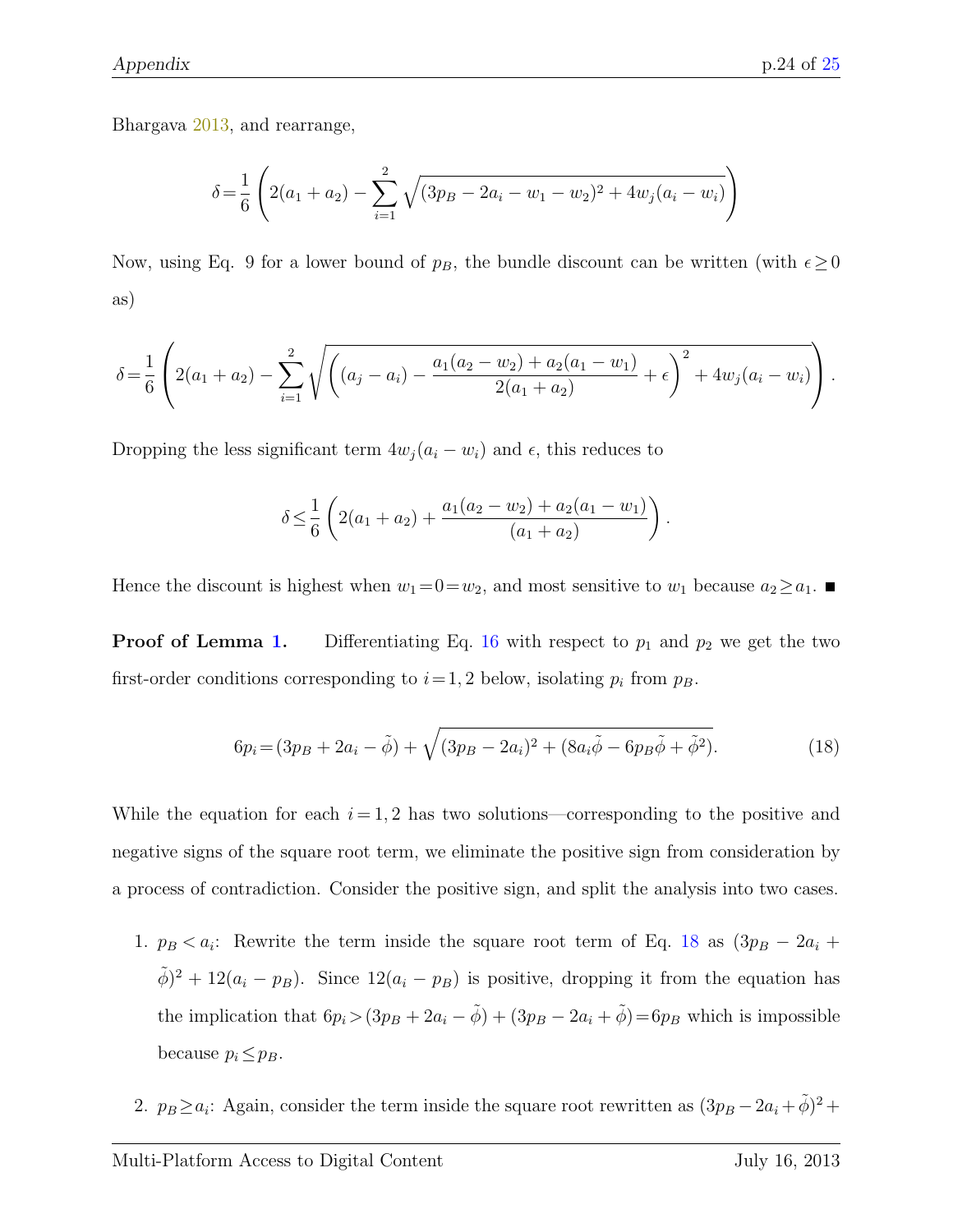Bhargava 2013, and rearrange,

$$\delta = \frac{1}{6}\left(2(a_1+a_2) - \sum_{i=1}^{2}\sqrt{(3p_B - 2a_i - w_1 - w_2)^2 + 4w_j(a_i - w_i)}\right)$$

Now, using Eq. 9 for a lower bound of $p_B$, the bundle discount can be written (with $\epsilon \geq 0$ as)

$$\delta = \frac{1}{6}\left(2(a_1+a_2) - \sum_{i=1}^{2}\sqrt{\left((a_j - a_i) - \frac{a_1(a_2-w_2)+a_2(a_1-w_1)}{2(a_1+a_2)} + \epsilon\right)^2 + 4w_j(a_i - w_i)}\right).$$

Dropping the less significant term $4w_j(a_i - w_i)$ and $\epsilon$, this reduces to

$$\delta \leq \frac{1}{6}\left(2(a_1+a_2) + \frac{a_1(a_2-w_2)+a_2(a_1-w_1)}{(a_1+a_2)}\right).$$

Hence the discount is highest when $w_1 = 0 = w_2$, and most sensitive to $w_1$ because $a_2 \geq a_1$. ■

**Proof of Lemma 1.** Differentiating Eq. 16 with respect to $p_1$ and $p_2$ we get the two first-order conditions corresponding to $i = 1, 2$ below, isolating $p_i$ from $p_B$.

$$6p_i = (3p_B + 2a_i - \tilde{\phi}) + \sqrt{(3p_B - 2a_i)^2 + (8a_i\tilde{\phi} - 6p_B\tilde{\phi} + \tilde{\phi}^2)}. \tag{18}$$

While the equation for each $i = 1, 2$ has two solutions—corresponding to the positive and negative signs of the square root term, we eliminate the positive sign from consideration by a process of contradiction. Consider the positive sign, and split the analysis into two cases.

1. $p_B < a_i$: Rewrite the term inside the square root term of Eq. 18 as $(3p_B - 2a_i + \tilde{\phi})^2 + 12(a_i - p_B)$. Since $12(a_i - p_B)$ is positive, dropping it from the equation has the implication that $6p_i > (3p_B + 2a_i - \tilde{\phi}) + (3p_B - 2a_i + \tilde{\phi}) = 6p_B$ which is impossible because $p_i \leq p_B$.

2. $p_B \geq a_i$: Again, consider the term inside the square root rewritten as $(3p_B - 2a_i + \tilde{\phi})^2 +$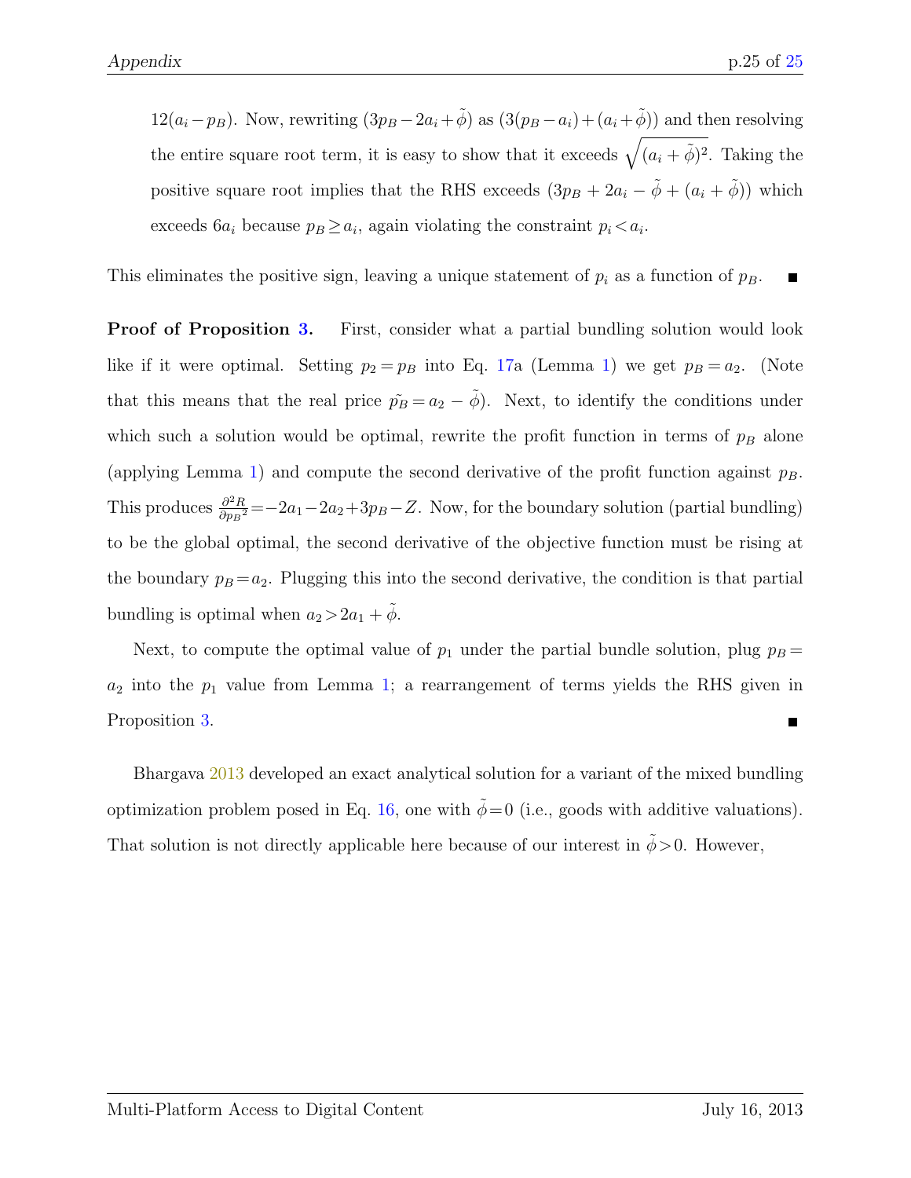$12(a_i - p_B)$. Now, rewriting $(3p_B - 2a_i + \tilde{\phi})$ as $(3(p_B - a_i) + (a_i + \tilde{\phi}))$ and then resolving the entire square root term, it is easy to show that it exceeds $\sqrt{(a_i + \tilde{\phi})^2}$. Taking the positive square root implies that the RHS exceeds $(3p_B + 2a_i - \tilde{\phi} + (a_i + \tilde{\phi}))$ which exceeds $6a_i$ because $p_B \geq a_i$, again violating the constraint $p_i < a_i$.

This eliminates the positive sign, leaving a unique statement of $p_i$ as a function of $p_B$. ■

**Proof of Proposition 3.** First, consider what a partial bundling solution would look like if it were optimal. Setting $p_2 = p_B$ into Eq. 17a (Lemma 1) we get $p_B = a_2$. (Note that this means that the real price $\tilde{p_B} = a_2 - \tilde{\phi}$). Next, to identify the conditions under which such a solution would be optimal, rewrite the profit function in terms of $p_B$ alone (applying Lemma 1) and compute the second derivative of the profit function against $p_B$. This produces $\frac{\partial^2 R}{\partial {p_B}^2} = -2a_1 - 2a_2 + 3p_B - Z$. Now, for the boundary solution (partial bundling) to be the global optimal, the second derivative of the objective function must be rising at the boundary $p_B = a_2$. Plugging this into the second derivative, the condition is that partial bundling is optimal when $a_2 > 2a_1 + \tilde{\phi}$.

Next, to compute the optimal value of $p_1$ under the partial bundle solution, plug $p_B = a_2$ into the $p_1$ value from Lemma 1; a rearrangement of terms yields the RHS given in Proposition 3. ■

Bhargava 2013 developed an exact analytical solution for a variant of the mixed bundling optimization problem posed in Eq. 16, one with $\tilde{\phi} = 0$ (i.e., goods with additive valuations). That solution is not directly applicable here because of our interest in $\tilde{\phi} > 0$. However,